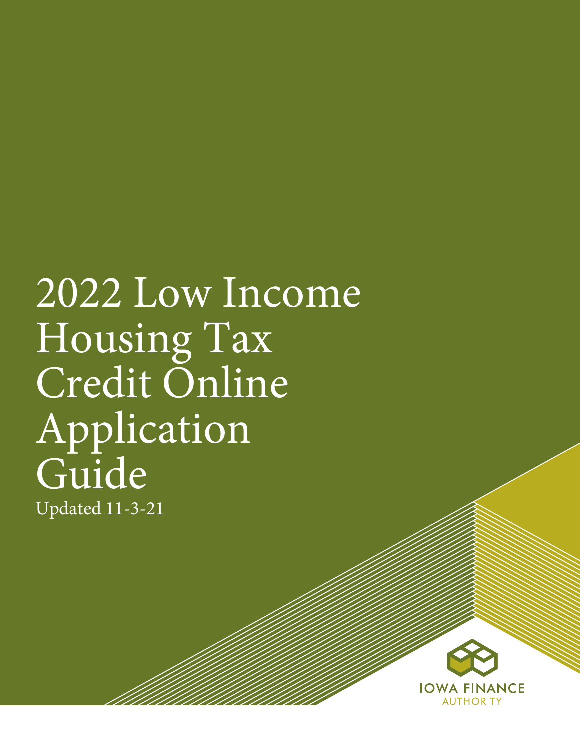# 2022 Low Income Housing Tax Credit Online Application Guide

Updated 11-3-21

IOWA FINANCE AUTHORITY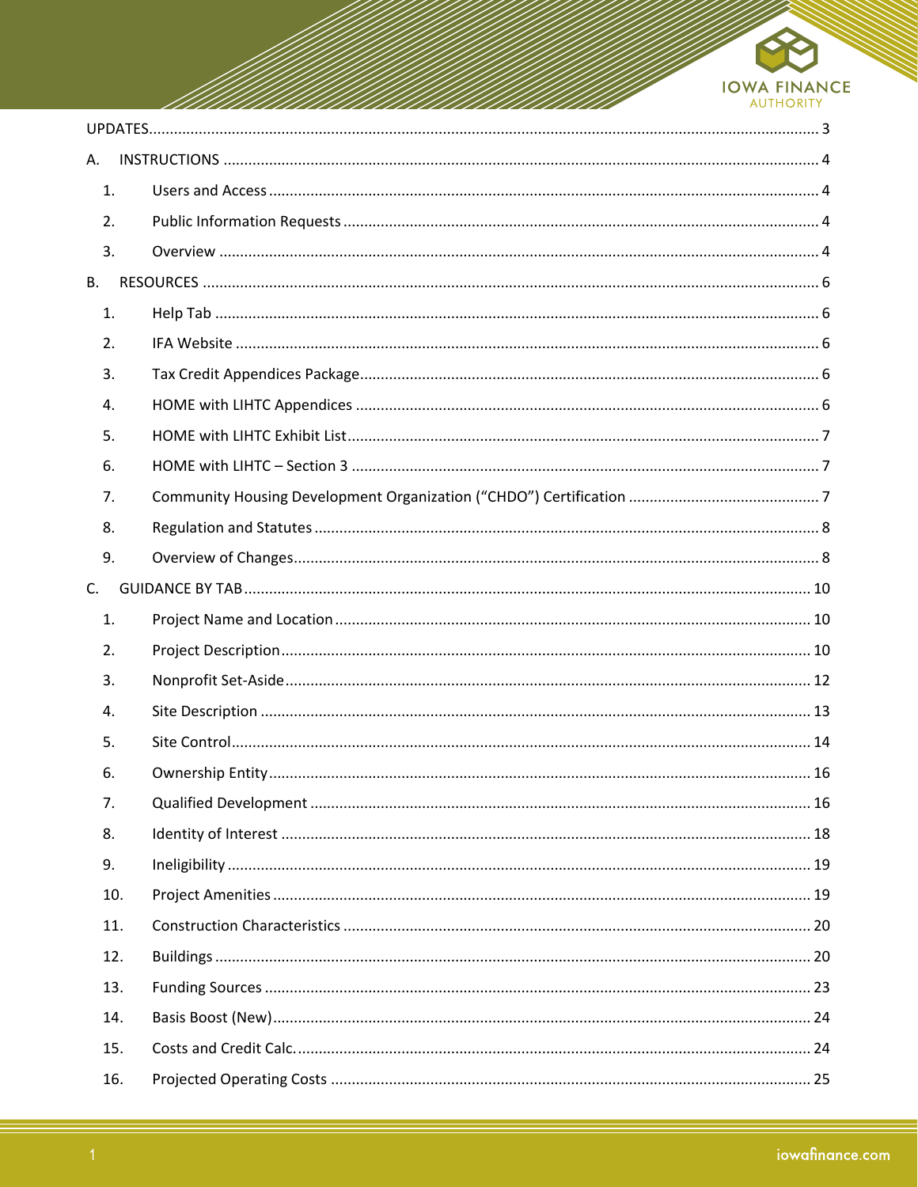UPDATES 3

A. INSTRUCTIONS 4

1. Users and Access 4
2. Public Information Requests 4
3. Overview 4

B. RESOURCES 6

1. Help Tab 6
2. IFA Website 6
3. Tax Credit Appendices Package 6
4. HOME with LIHTC Appendices 6
5. HOME with LIHTC Exhibit List 7
6. HOME with LIHTC – Section 3 7
7. Community Housing Development Organization (“CHDO”) Certification 7
8. Regulation and Statutes 8
9. Overview of Changes 8

C. GUIDANCE BY TAB 10

1. Project Name and Location 10
2. Project Description 10
3. Nonprofit Set-Aside 12
4. Site Description 13
5. Site Control 14
6. Ownership Entity 16
7. Qualified Development 16
8. Identity of Interest 18
9. Ineligibility 19
10. Project Amenities 19
11. Construction Characteristics 20
12. Buildings 20
13. Funding Sources 23
14. Basis Boost (New) 24
15. Costs and Credit Calc. 24
16. Projected Operating Costs 25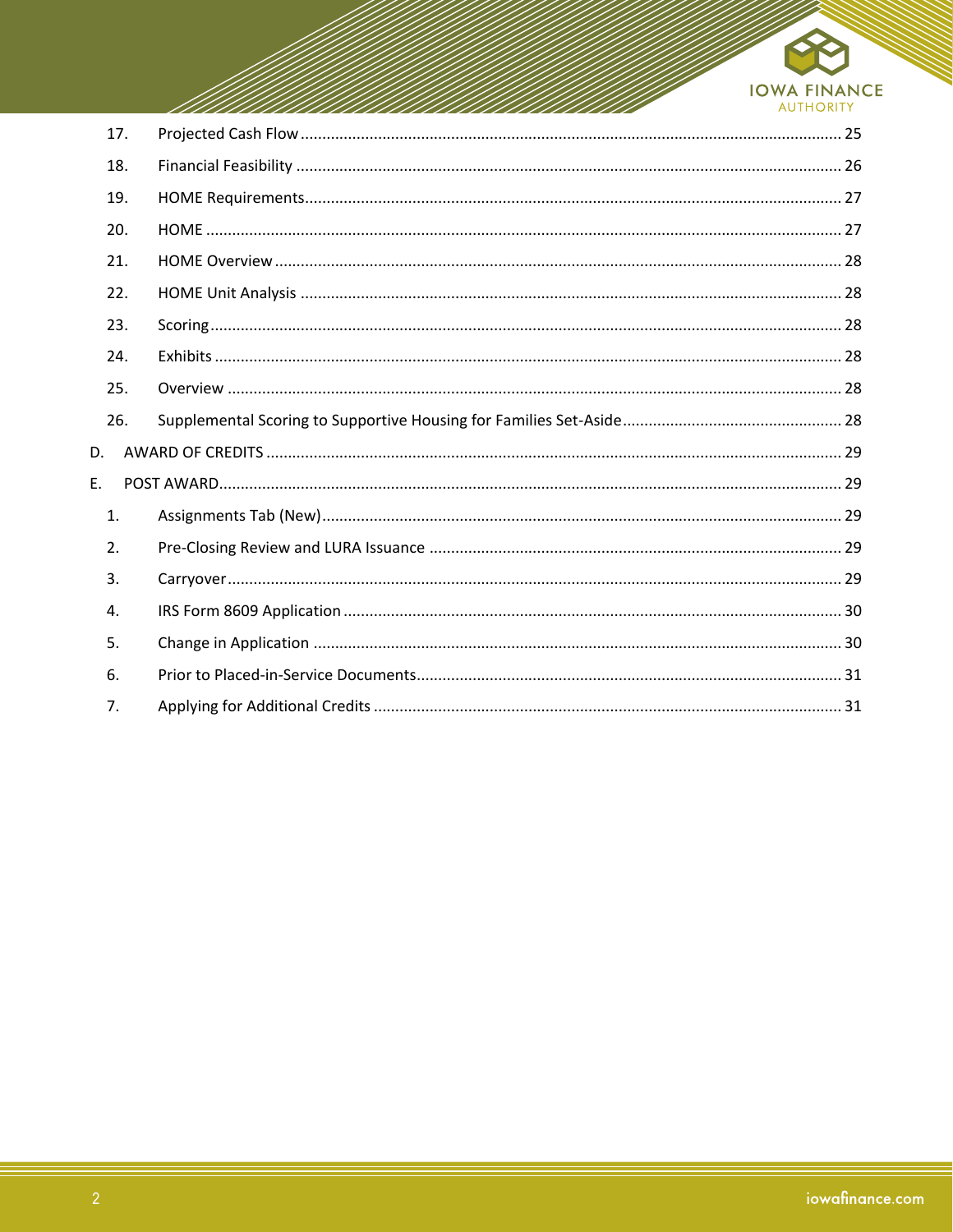17. Projected Cash Flow ........ 25
18. Financial Feasibility ........ 26
19. HOME Requirements ........ 27
20. HOME ........ 27
21. HOME Overview ........ 28
22. HOME Unit Analysis ........ 28
23. Scoring ........ 28
24. Exhibits ........ 28
25. Overview ........ 28
26. Supplemental Scoring to Supportive Housing for Families Set-Aside ........ 28

D. AWARD OF CREDITS ........ 29

E. POST AWARD ........ 29

1. Assignments Tab (New) ........ 29
2. Pre-Closing Review and LURA Issuance ........ 29
3. Carryover ........ 29
4. IRS Form 8609 Application ........ 30
5. Change in Application ........ 30
6. Prior to Placed-in-Service Documents ........ 31
7. Applying for Additional Credits ........ 31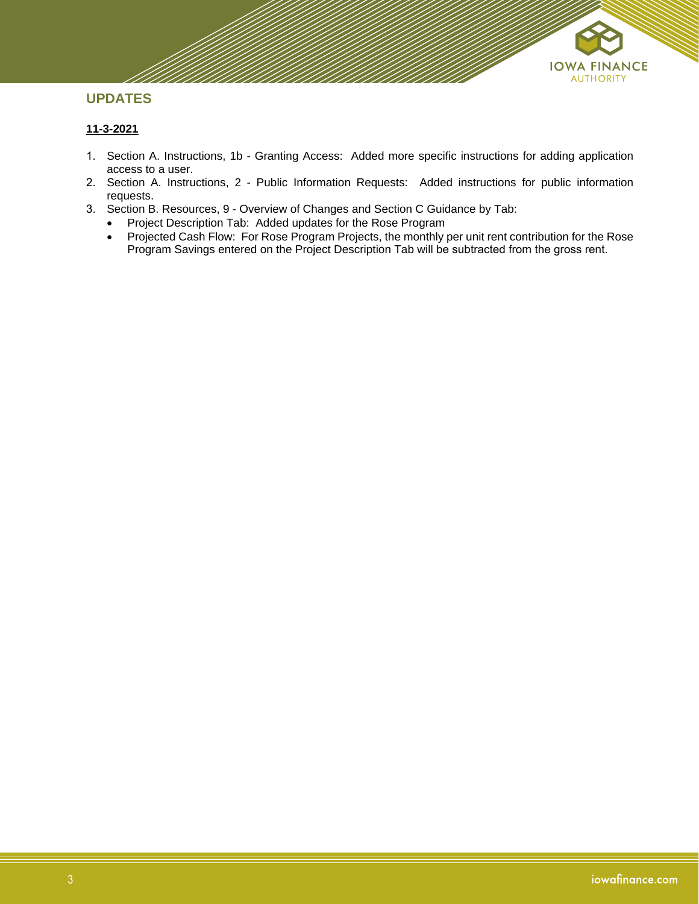## UPDATES

**11-3-2021**

1. Section A. Instructions, 1b - Granting Access: Added more specific instructions for adding application access to a user.
2. Section A. Instructions, 2 - Public Information Requests: Added instructions for public information requests.
3. Section B. Resources, 9 - Overview of Changes and Section C Guidance by Tab:
   - Project Description Tab: Added updates for the Rose Program
   - Projected Cash Flow: For Rose Program Projects, the monthly per unit rent contribution for the Rose Program Savings entered on the Project Description Tab will be subtracted from the gross rent.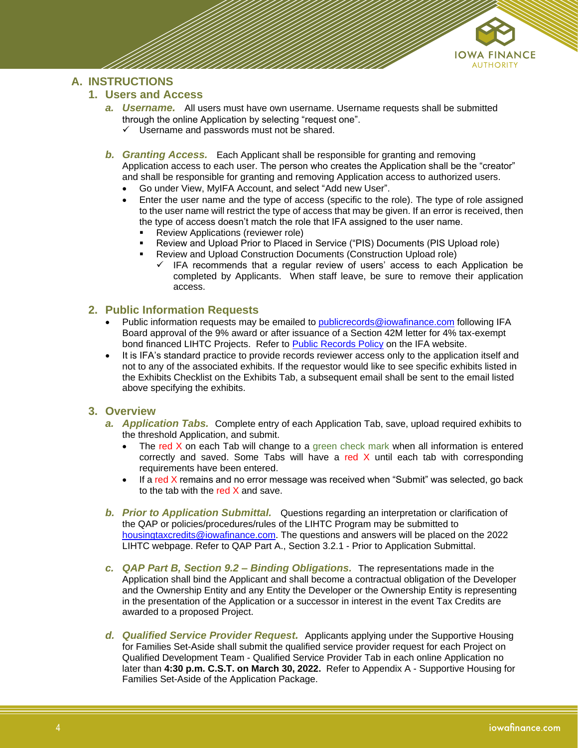# A. INSTRUCTIONS

## 1. Users and Access

***a. Username.*** All users must have own username. Username requests shall be submitted through the online Application by selecting "request one".

- ✓ Username and passwords must not be shared.

***b. Granting Access.*** Each Applicant shall be responsible for granting and removing Application access to each user. The person who creates the Application shall be the "creator" and shall be responsible for granting and removing Application access to authorized users.

- Go under View, MyIFA Account, and select "Add new User".
- Enter the user name and the type of access (specific to the role). The type of role assigned to the user name will restrict the type of access that may be given. If an error is received, then the type of access doesn't match the role that IFA assigned to the user name.
  - Review Applications (reviewer role)
  - Review and Upload Prior to Placed in Service ("PIS) Documents (PIS Upload role)
  - Review and Upload Construction Documents (Construction Upload role)
    - ✓ IFA recommends that a regular review of users' access to each Application be completed by Applicants. When staff leave, be sure to remove their application access.

## 2. Public Information Requests

- Public information requests may be emailed to publicrecords@iowafinance.com following IFA Board approval of the 9% award or after issuance of a Section 42M letter for 4% tax-exempt bond financed LIHTC Projects. Refer to Public Records Policy on the IFA website.
- It is IFA's standard practice to provide records reviewer access only to the application itself and not to any of the associated exhibits. If the requestor would like to see specific exhibits listed in the Exhibits Checklist on the Exhibits Tab, a subsequent email shall be sent to the email listed above specifying the exhibits.

## 3. Overview

***a. Application Tabs.*** Complete entry of each Application Tab, save, upload required exhibits to the threshold Application, and submit.

- The red X on each Tab will change to a green check mark when all information is entered correctly and saved. Some Tabs will have a red X until each tab with corresponding requirements have been entered.
- If a red X remains and no error message was received when "Submit" was selected, go back to the tab with the red X and save.

***b. Prior to Application Submittal.*** Questions regarding an interpretation or clarification of the QAP or policies/procedures/rules of the LIHTC Program may be submitted to housingtaxcredits@iowafinance.com. The questions and answers will be placed on the 2022 LIHTC webpage. Refer to QAP Part A., Section 3.2.1 - Prior to Application Submittal.

***c. QAP Part B, Section 9.2 – Binding Obligations.*** The representations made in the Application shall bind the Applicant and shall become a contractual obligation of the Developer and the Ownership Entity and any Entity the Developer or the Ownership Entity is representing in the presentation of the Application or a successor in interest in the event Tax Credits are awarded to a proposed Project.

***d. Qualified Service Provider Request.*** Applicants applying under the Supportive Housing for Families Set-Aside shall submit the qualified service provider request for each Project on Qualified Development Team - Qualified Service Provider Tab in each online Application no later than **4:30 p.m. C.S.T. on March 30, 2022.** Refer to Appendix A - Supportive Housing for Families Set-Aside of the Application Package.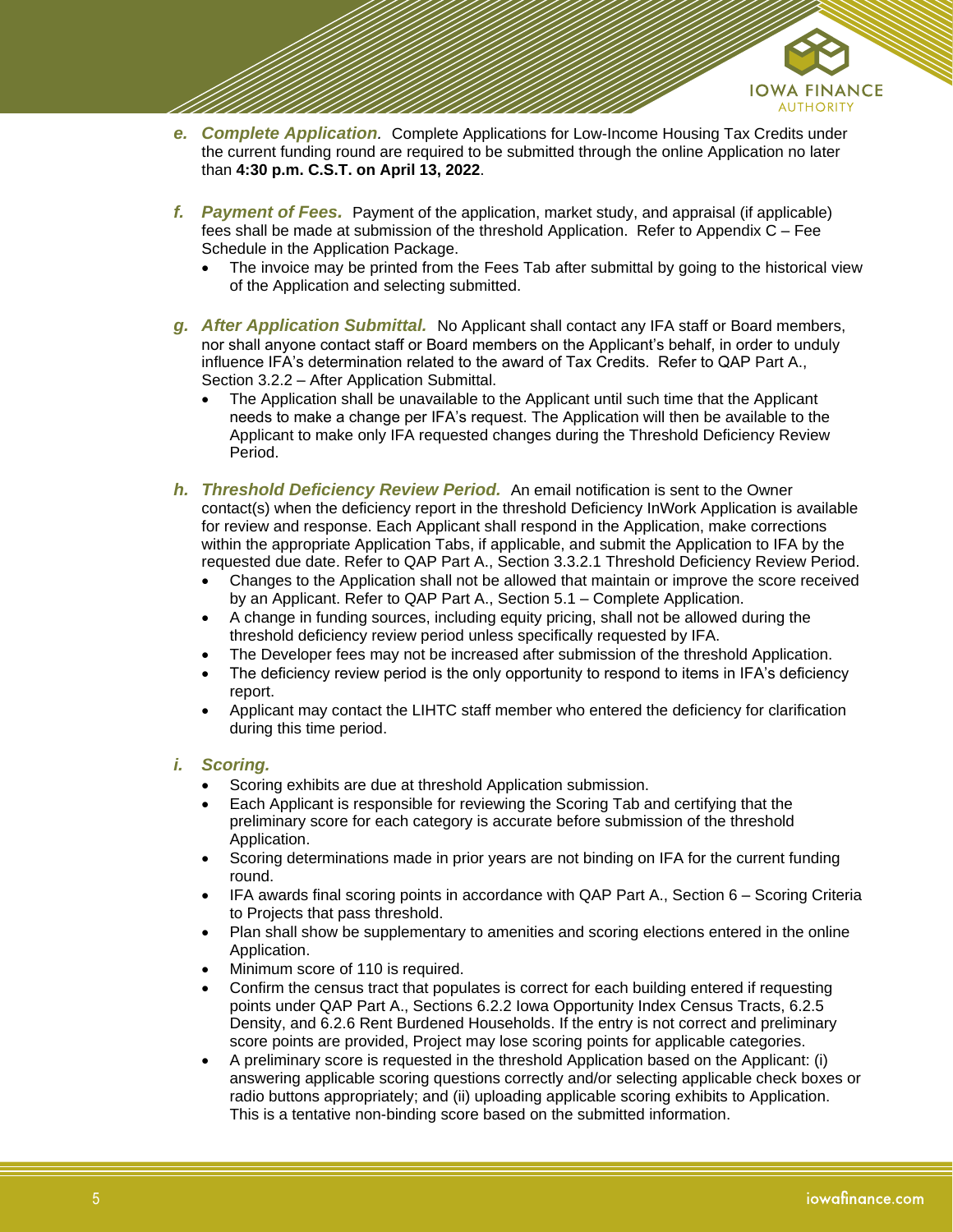**e. *Complete Application.*** Complete Applications for Low-Income Housing Tax Credits under the current funding round are required to be submitted through the online Application no later than **4:30 p.m. C.S.T. on April 13, 2022**.

**f. *Payment of Fees.*** Payment of the application, market study, and appraisal (if applicable) fees shall be made at submission of the threshold Application. Refer to Appendix C – Fee Schedule in the Application Package.

- The invoice may be printed from the Fees Tab after submittal by going to the historical view of the Application and selecting submitted.

**g. *After Application Submittal.*** No Applicant shall contact any IFA staff or Board members, nor shall anyone contact staff or Board members on the Applicant's behalf, in order to unduly influence IFA's determination related to the award of Tax Credits. Refer to QAP Part A., Section 3.2.2 – After Application Submittal.

- The Application shall be unavailable to the Applicant until such time that the Applicant needs to make a change per IFA's request. The Application will then be available to the Applicant to make only IFA requested changes during the Threshold Deficiency Review Period.

**h. *Threshold Deficiency Review Period.*** An email notification is sent to the Owner contact(s) when the deficiency report in the threshold Deficiency InWork Application is available for review and response. Each Applicant shall respond in the Application, make corrections within the appropriate Application Tabs, if applicable, and submit the Application to IFA by the requested due date. Refer to QAP Part A., Section 3.3.2.1 Threshold Deficiency Review Period.

- Changes to the Application shall not be allowed that maintain or improve the score received by an Applicant. Refer to QAP Part A., Section 5.1 – Complete Application.
- A change in funding sources, including equity pricing, shall not be allowed during the threshold deficiency review period unless specifically requested by IFA.
- The Developer fees may not be increased after submission of the threshold Application.
- The deficiency review period is the only opportunity to respond to items in IFA's deficiency report.
- Applicant may contact the LIHTC staff member who entered the deficiency for clarification during this time period.

**i. *Scoring.***

- Scoring exhibits are due at threshold Application submission.
- Each Applicant is responsible for reviewing the Scoring Tab and certifying that the preliminary score for each category is accurate before submission of the threshold Application.
- Scoring determinations made in prior years are not binding on IFA for the current funding round.
- IFA awards final scoring points in accordance with QAP Part A., Section 6 – Scoring Criteria to Projects that pass threshold.
- Plan shall show be supplementary to amenities and scoring elections entered in the online Application.
- Minimum score of 110 is required.
- Confirm the census tract that populates is correct for each building entered if requesting points under QAP Part A., Sections 6.2.2 Iowa Opportunity Index Census Tracts, 6.2.5 Density, and 6.2.6 Rent Burdened Households. If the entry is not correct and preliminary score points are provided, Project may lose scoring points for applicable categories.
- A preliminary score is requested in the threshold Application based on the Applicant: (i) answering applicable scoring questions correctly and/or selecting applicable check boxes or radio buttons appropriately; and (ii) uploading applicable scoring exhibits to Application. This is a tentative non-binding score based on the submitted information.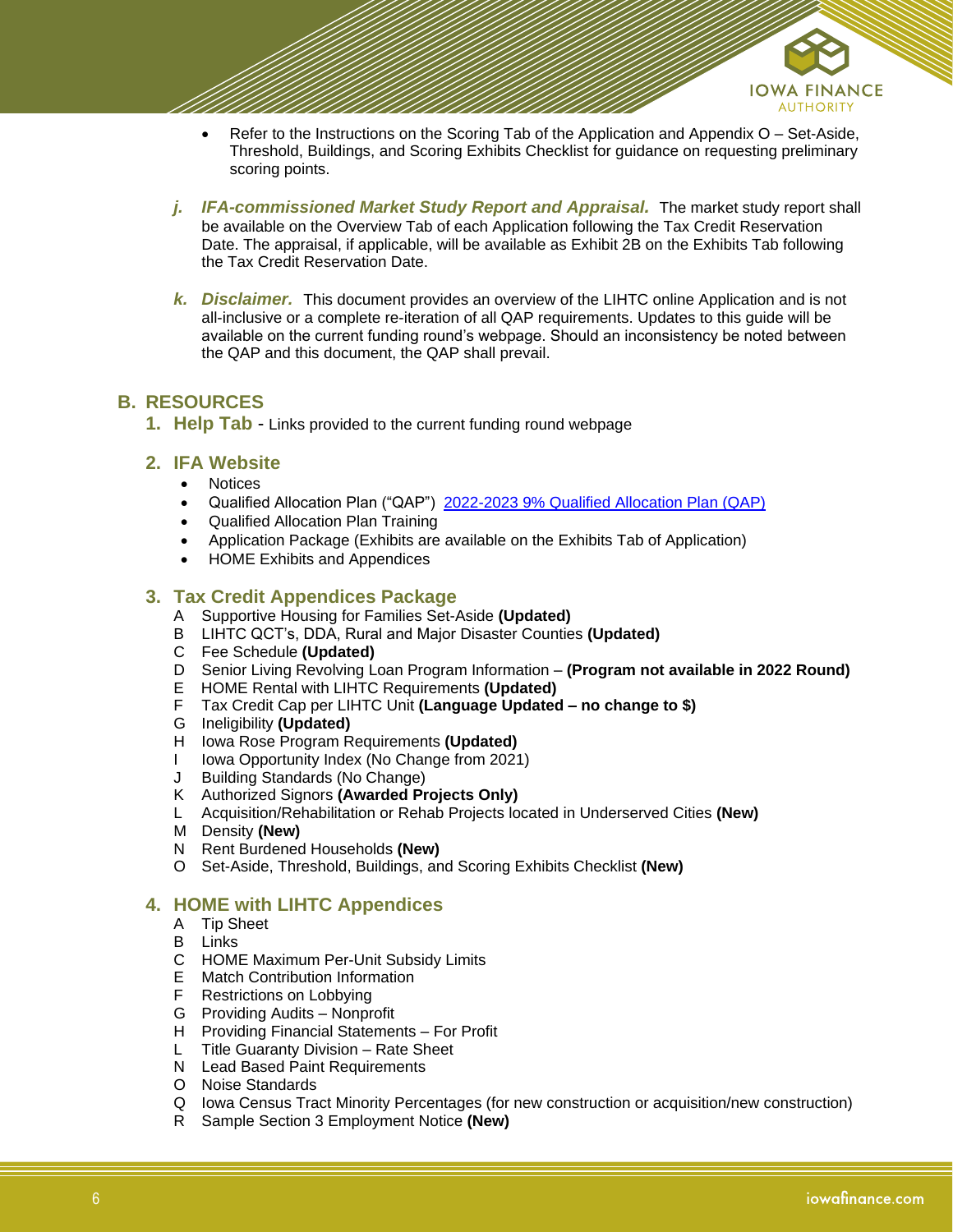- Refer to the Instructions on the Scoring Tab of the Application and Appendix O – Set-Aside, Threshold, Buildings, and Scoring Exhibits Checklist for guidance on requesting preliminary scoring points.

*j.* ***IFA-commissioned Market Study Report and Appraisal.*** The market study report shall be available on the Overview Tab of each Application following the Tax Credit Reservation Date. The appraisal, if applicable, will be available as Exhibit 2B on the Exhibits Tab following the Tax Credit Reservation Date.

*k.* ***Disclaimer.*** This document provides an overview of the LIHTC online Application and is not all-inclusive or a complete re-iteration of all QAP requirements. Updates to this guide will be available on the current funding round's webpage. Should an inconsistency be noted between the QAP and this document, the QAP shall prevail.

## B. RESOURCES

### 1. Help Tab - Links provided to the current funding round webpage

### 2. IFA Website

- Notices
- Qualified Allocation Plan ("QAP") 2022-2023 9% Qualified Allocation Plan (QAP)
- Qualified Allocation Plan Training
- Application Package (Exhibits are available on the Exhibits Tab of Application)
- HOME Exhibits and Appendices

### 3. Tax Credit Appendices Package

A Supportive Housing for Families Set-Aside **(Updated)**
B LIHTC QCT's, DDA, Rural and Major Disaster Counties **(Updated)**
C Fee Schedule **(Updated)**
D Senior Living Revolving Loan Program Information – **(Program not available in 2022 Round)**
E HOME Rental with LIHTC Requirements **(Updated)**
F Tax Credit Cap per LIHTC Unit **(Language Updated – no change to $)**
G Ineligibility **(Updated)**
H Iowa Rose Program Requirements **(Updated)**
I Iowa Opportunity Index (No Change from 2021)
J Building Standards (No Change)
K Authorized Signors **(Awarded Projects Only)**
L Acquisition/Rehabilitation or Rehab Projects located in Underserved Cities **(New)**
M Density **(New)**
N Rent Burdened Households **(New)**
O Set-Aside, Threshold, Buildings, and Scoring Exhibits Checklist **(New)**

### 4. HOME with LIHTC Appendices

A Tip Sheet
B Links
C HOME Maximum Per-Unit Subsidy Limits
E Match Contribution Information
F Restrictions on Lobbying
G Providing Audits – Nonprofit
H Providing Financial Statements – For Profit
L Title Guaranty Division – Rate Sheet
N Lead Based Paint Requirements
O Noise Standards
Q Iowa Census Tract Minority Percentages (for new construction or acquisition/new construction)
R Sample Section 3 Employment Notice **(New)**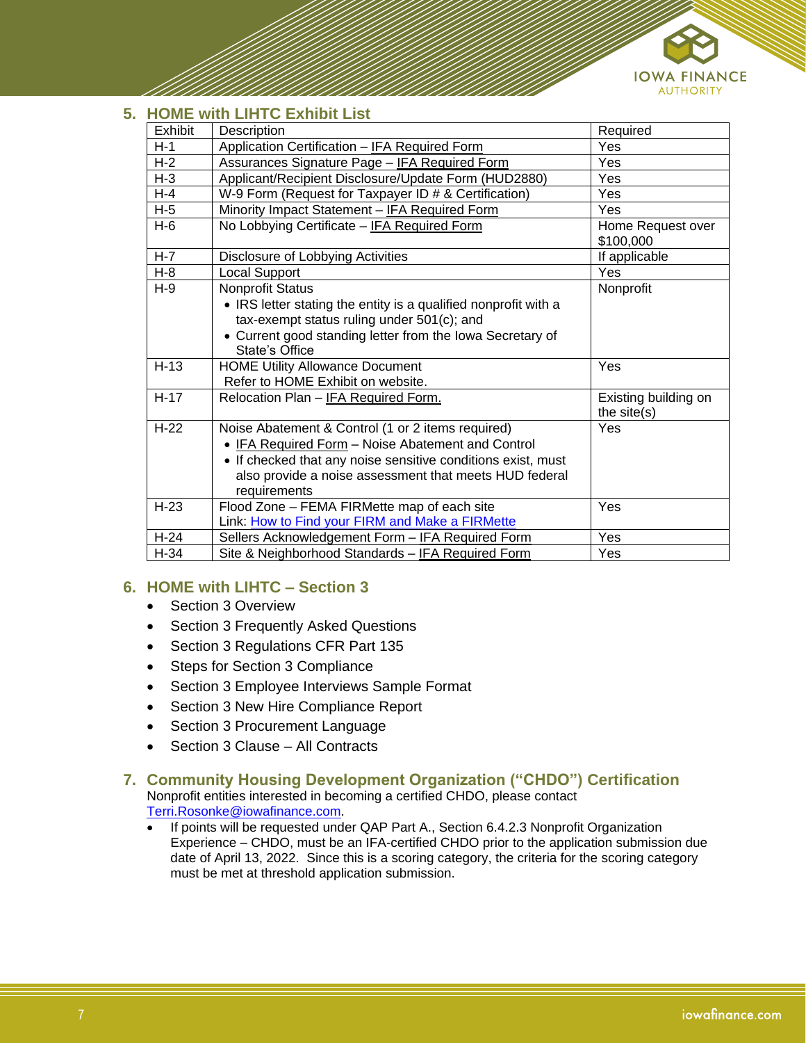## 5. HOME with LIHTC Exhibit List

| Exhibit | Description | Required |
|---|---|---|
| H-1 | Application Certification – IFA Required Form | Yes |
| H-2 | Assurances Signature Page – IFA Required Form | Yes |
| H-3 | Applicant/Recipient Disclosure/Update Form (HUD2880) | Yes |
| H-4 | W-9 Form (Request for Taxpayer ID # & Certification) | Yes |
| H-5 | Minority Impact Statement – IFA Required Form | Yes |
| H-6 | No Lobbying Certificate – IFA Required Form | Home Request over $100,000 |
| H-7 | Disclosure of Lobbying Activities | If applicable |
| H-8 | Local Support | Yes |
| H-9 | Nonprofit Status<br>• IRS letter stating the entity is a qualified nonprofit with a tax-exempt status ruling under 501(c); and<br>• Current good standing letter from the Iowa Secretary of State's Office | Nonprofit |
| H-13 | HOME Utility Allowance Document<br>Refer to HOME Exhibit on website. | Yes |
| H-17 | Relocation Plan – IFA Required Form. | Existing building on the site(s) |
| H-22 | Noise Abatement & Control (1 or 2 items required)<br>• IFA Required Form – Noise Abatement and Control<br>• If checked that any noise sensitive conditions exist, must also provide a noise assessment that meets HUD federal requirements | Yes |
| H-23 | Flood Zone – FEMA FIRMette map of each site<br>Link: How to Find your FIRM and Make a FIRMette | Yes |
| H-24 | Sellers Acknowledgement Form – IFA Required Form | Yes |
| H-34 | Site & Neighborhood Standards – IFA Required Form | Yes |

## 6. HOME with LIHTC – Section 3

- Section 3 Overview
- Section 3 Frequently Asked Questions
- Section 3 Regulations CFR Part 135
- Steps for Section 3 Compliance
- Section 3 Employee Interviews Sample Format
- Section 3 New Hire Compliance Report
- Section 3 Procurement Language
- Section 3 Clause – All Contracts

## 7. Community Housing Development Organization ("CHDO") Certification

Nonprofit entities interested in becoming a certified CHDO, please contact Terri.Rosonke@iowafinance.com.

- If points will be requested under QAP Part A., Section 6.4.2.3 Nonprofit Organization Experience – CHDO, must be an IFA-certified CHDO prior to the application submission due date of April 13, 2022. Since this is a scoring category, the criteria for the scoring category must be met at threshold application submission.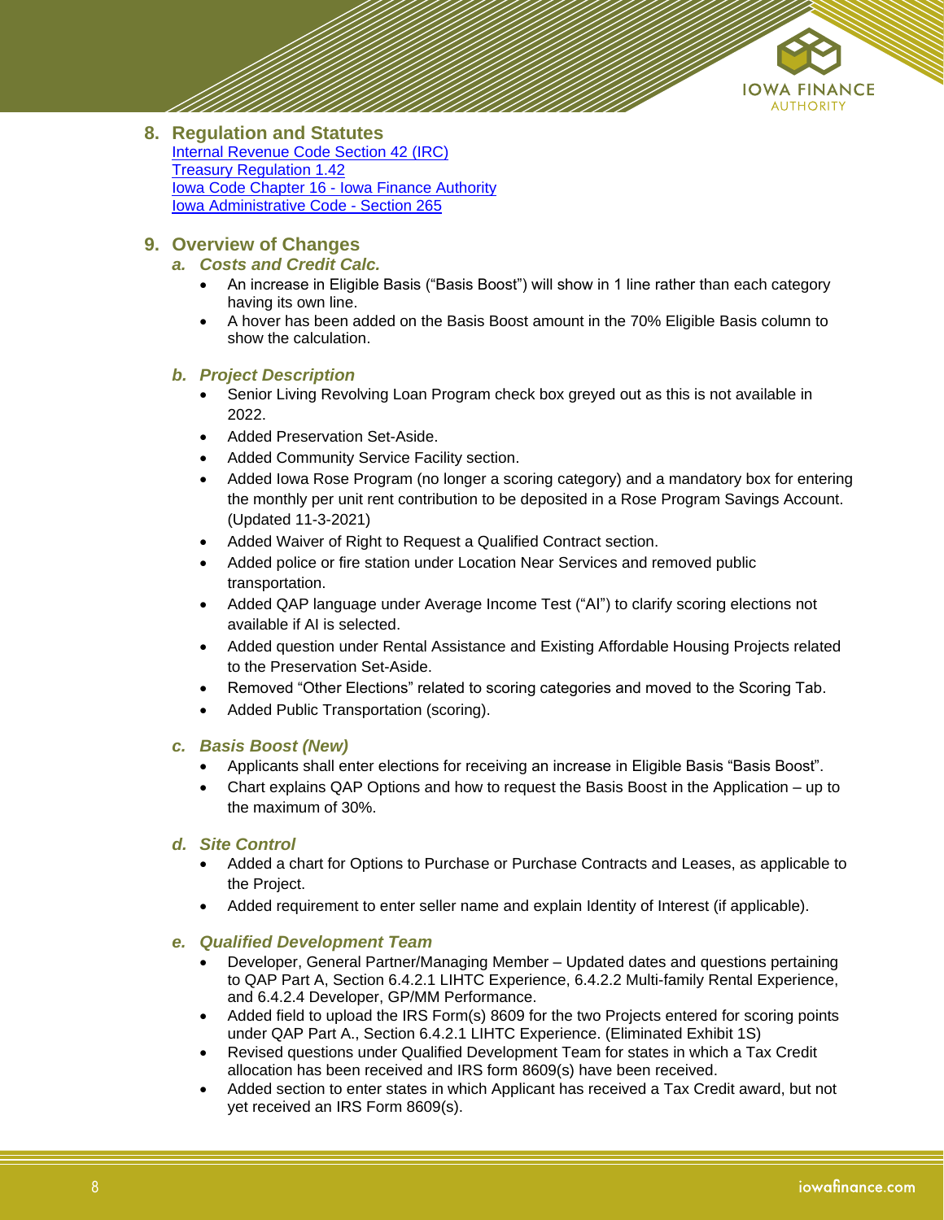## 8. Regulation and Statutes

[Internal Revenue Code Section 42 (IRC)]
[Treasury Regulation 1.42]
[Iowa Code Chapter 16 - Iowa Finance Authority]
[Iowa Administrative Code - Section 265]

## 9. Overview of Changes

### *a. Costs and Credit Calc.*

- An increase in Eligible Basis ("Basis Boost") will show in 1 line rather than each category having its own line.
- A hover has been added on the Basis Boost amount in the 70% Eligible Basis column to show the calculation.

### *b. Project Description*

- Senior Living Revolving Loan Program check box greyed out as this is not available in 2022.
- Added Preservation Set-Aside.
- Added Community Service Facility section.
- Added Iowa Rose Program (no longer a scoring category) and a mandatory box for entering the monthly per unit rent contribution to be deposited in a Rose Program Savings Account. (Updated 11-3-2021)
- Added Waiver of Right to Request a Qualified Contract section.
- Added police or fire station under Location Near Services and removed public transportation.
- Added QAP language under Average Income Test ("AI") to clarify scoring elections not available if AI is selected.
- Added question under Rental Assistance and Existing Affordable Housing Projects related to the Preservation Set-Aside.
- Removed "Other Elections" related to scoring categories and moved to the Scoring Tab.
- Added Public Transportation (scoring).

### *c. Basis Boost (New)*

- Applicants shall enter elections for receiving an increase in Eligible Basis "Basis Boost".
- Chart explains QAP Options and how to request the Basis Boost in the Application – up to the maximum of 30%.

### *d. Site Control*

- Added a chart for Options to Purchase or Purchase Contracts and Leases, as applicable to the Project.
- Added requirement to enter seller name and explain Identity of Interest (if applicable).

### *e. Qualified Development Team*

- Developer, General Partner/Managing Member – Updated dates and questions pertaining to QAP Part A, Section 6.4.2.1 LIHTC Experience, 6.4.2.2 Multi-family Rental Experience, and 6.4.2.4 Developer, GP/MM Performance.
- Added field to upload the IRS Form(s) 8609 for the two Projects entered for scoring points under QAP Part A., Section 6.4.2.1 LIHTC Experience. (Eliminated Exhibit 1S)
- Revised questions under Qualified Development Team for states in which a Tax Credit allocation has been received and IRS form 8609(s) have been received.
- Added section to enter states in which Applicant has received a Tax Credit award, but not yet received an IRS Form 8609(s).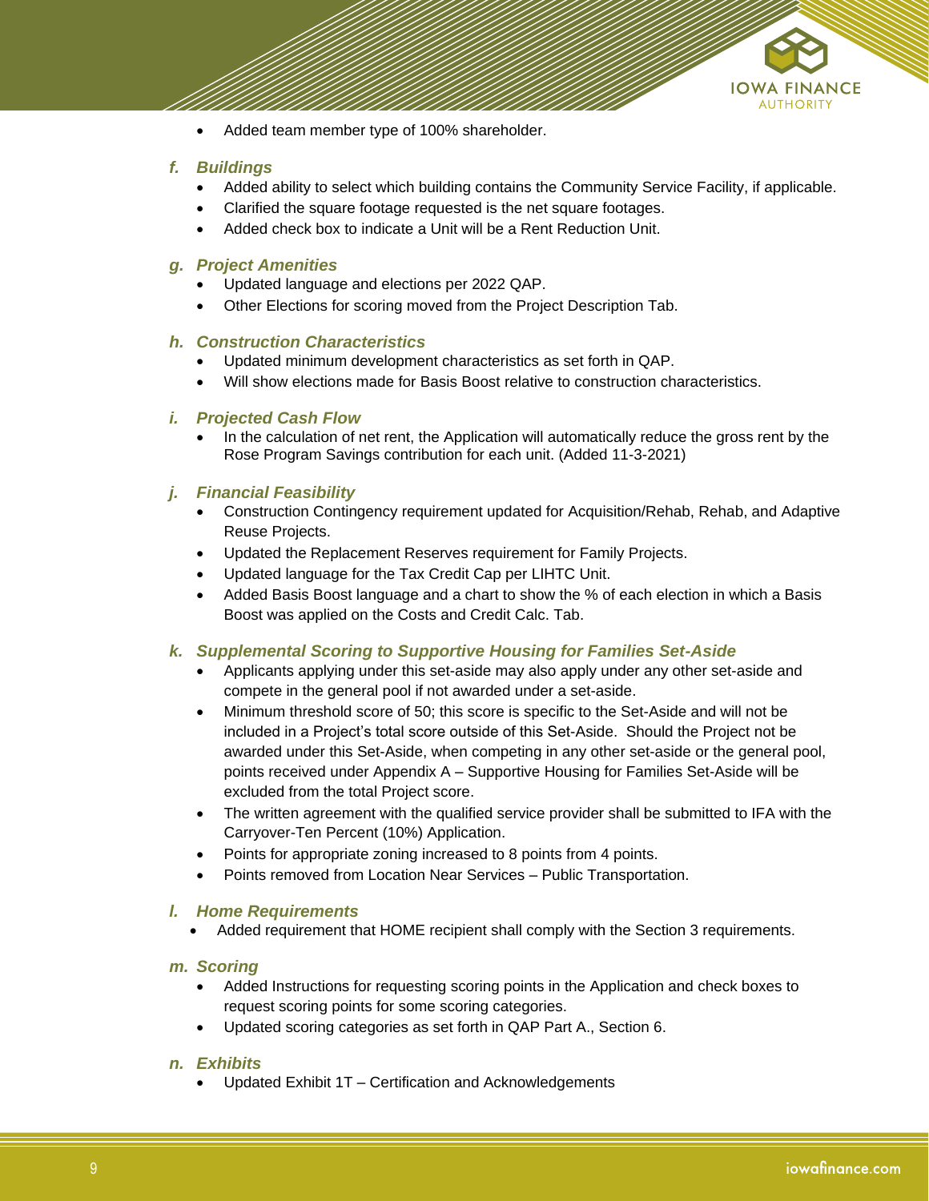- Added team member type of 100% shareholder.

### *f. Buildings*

- Added ability to select which building contains the Community Service Facility, if applicable.
- Clarified the square footage requested is the net square footages.
- Added check box to indicate a Unit will be a Rent Reduction Unit.

### *g. Project Amenities*

- Updated language and elections per 2022 QAP.
- Other Elections for scoring moved from the Project Description Tab.

### *h. Construction Characteristics*

- Updated minimum development characteristics as set forth in QAP.
- Will show elections made for Basis Boost relative to construction characteristics.

### *i. Projected Cash Flow*

- In the calculation of net rent, the Application will automatically reduce the gross rent by the Rose Program Savings contribution for each unit. (Added 11-3-2021)

### *j. Financial Feasibility*

- Construction Contingency requirement updated for Acquisition/Rehab, Rehab, and Adaptive Reuse Projects.
- Updated the Replacement Reserves requirement for Family Projects.
- Updated language for the Tax Credit Cap per LIHTC Unit.
- Added Basis Boost language and a chart to show the % of each election in which a Basis Boost was applied on the Costs and Credit Calc. Tab.

### *k. Supplemental Scoring to Supportive Housing for Families Set-Aside*

- Applicants applying under this set-aside may also apply under any other set-aside and compete in the general pool if not awarded under a set-aside.
- Minimum threshold score of 50; this score is specific to the Set-Aside and will not be included in a Project's total score outside of this Set-Aside. Should the Project not be awarded under this Set-Aside, when competing in any other set-aside or the general pool, points received under Appendix A – Supportive Housing for Families Set-Aside will be excluded from the total Project score.
- The written agreement with the qualified service provider shall be submitted to IFA with the Carryover-Ten Percent (10%) Application.
- Points for appropriate zoning increased to 8 points from 4 points.
- Points removed from Location Near Services – Public Transportation.

### *l. Home Requirements*

- Added requirement that HOME recipient shall comply with the Section 3 requirements.

### *m. Scoring*

- Added Instructions for requesting scoring points in the Application and check boxes to request scoring points for some scoring categories.
- Updated scoring categories as set forth in QAP Part A., Section 6.

### *n. Exhibits*

- Updated Exhibit 1T – Certification and Acknowledgements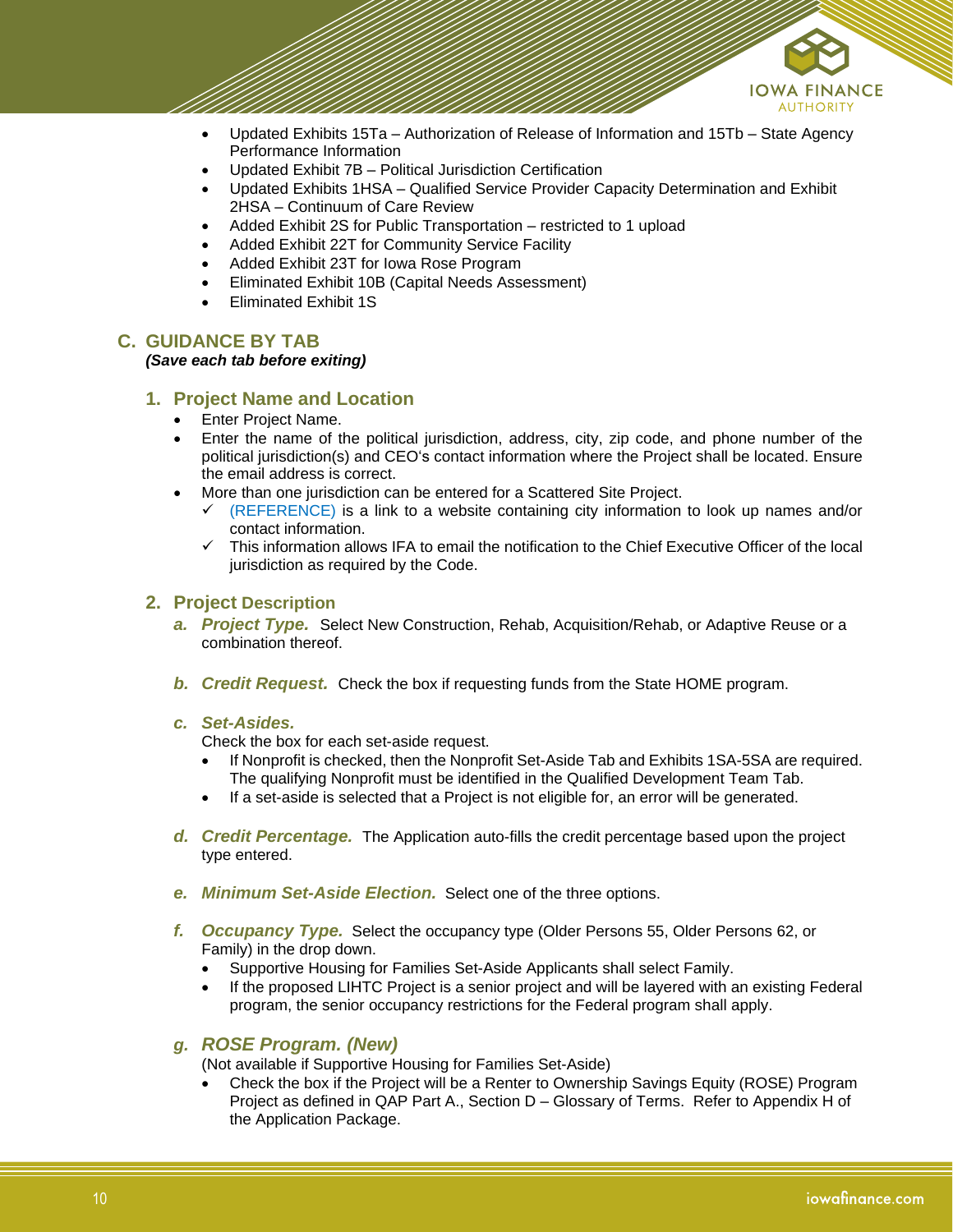- Updated Exhibits 15Ta – Authorization of Release of Information and 15Tb – State Agency Performance Information
- Updated Exhibit 7B – Political Jurisdiction Certification
- Updated Exhibits 1HSA – Qualified Service Provider Capacity Determination and Exhibit 2HSA – Continuum of Care Review
- Added Exhibit 2S for Public Transportation – restricted to 1 upload
- Added Exhibit 22T for Community Service Facility
- Added Exhibit 23T for Iowa Rose Program
- Eliminated Exhibit 10B (Capital Needs Assessment)
- Eliminated Exhibit 1S

## C. GUIDANCE BY TAB

***(Save each tab before exiting)***

### 1. Project Name and Location

- Enter Project Name.
- Enter the name of the political jurisdiction, address, city, zip code, and phone number of the political jurisdiction(s) and CEO's contact information where the Project shall be located. Ensure the email address is correct.
- More than one jurisdiction can be entered for a Scattered Site Project.
  - ✓ (REFERENCE) is a link to a website containing city information to look up names and/or contact information.
  - ✓ This information allows IFA to email the notification to the Chief Executive Officer of the local jurisdiction as required by the Code.

### 2. Project Description

**a. *Project Type.*** Select New Construction, Rehab, Acquisition/Rehab, or Adaptive Reuse or a combination thereof.

**b. *Credit Request.*** Check the box if requesting funds from the State HOME program.

**c. *Set-Asides.***

Check the box for each set-aside request.

- If Nonprofit is checked, then the Nonprofit Set-Aside Tab and Exhibits 1SA-5SA are required. The qualifying Nonprofit must be identified in the Qualified Development Team Tab.
- If a set-aside is selected that a Project is not eligible for, an error will be generated.

**d. *Credit Percentage.*** The Application auto-fills the credit percentage based upon the project type entered.

**e. *Minimum Set-Aside Election.*** Select one of the three options.

**f. *Occupancy Type.*** Select the occupancy type (Older Persons 55, Older Persons 62, or Family) in the drop down.

- Supportive Housing for Families Set-Aside Applicants shall select Family.
- If the proposed LIHTC Project is a senior project and will be layered with an existing Federal program, the senior occupancy restrictions for the Federal program shall apply.

**g. *ROSE Program. (New)***

(Not available if Supportive Housing for Families Set-Aside)

- Check the box if the Project will be a Renter to Ownership Savings Equity (ROSE) Program Project as defined in QAP Part A., Section D – Glossary of Terms. Refer to Appendix H of the Application Package.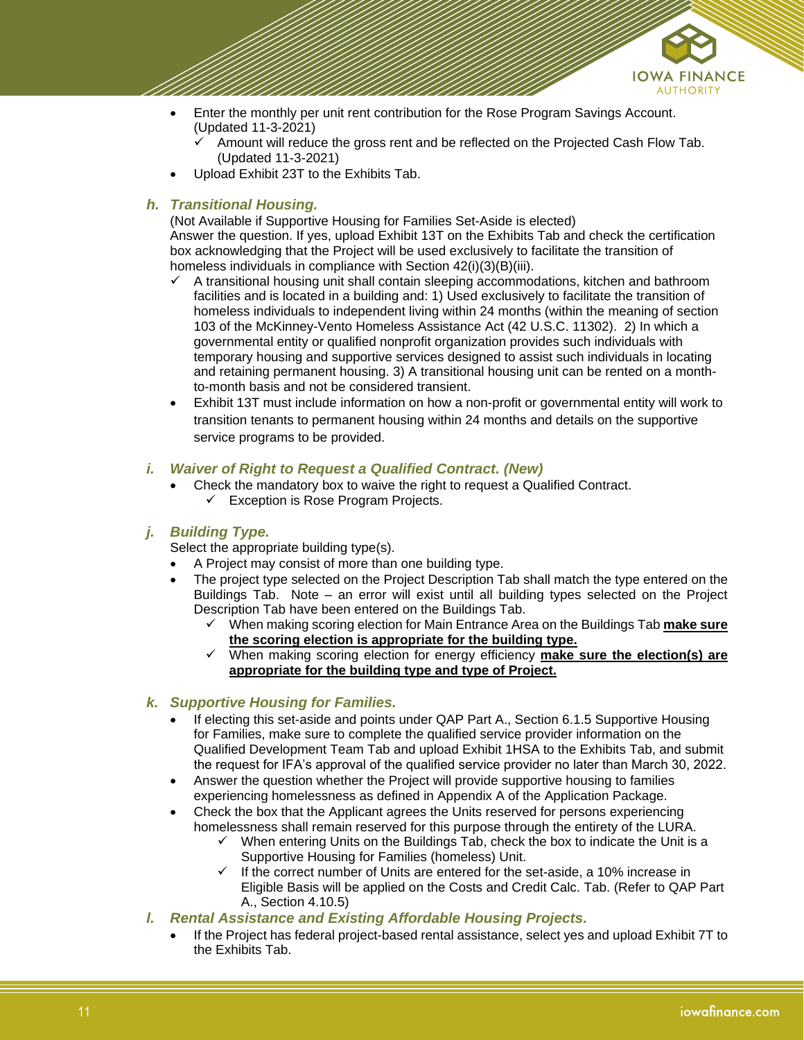- Enter the monthly per unit rent contribution for the Rose Program Savings Account. (Updated 11-3-2021)
  - ✓ Amount will reduce the gross rent and be reflected on the Projected Cash Flow Tab. (Updated 11-3-2021)
- Upload Exhibit 23T to the Exhibits Tab.

### h. *Transitional Housing.*

(Not Available if Supportive Housing for Families Set-Aside is elected)
Answer the question. If yes, upload Exhibit 13T on the Exhibits Tab and check the certification box acknowledging that the Project will be used exclusively to facilitate the transition of homeless individuals in compliance with Section 42(i)(3)(B)(iii).

- ✓ A transitional housing unit shall contain sleeping accommodations, kitchen and bathroom facilities and is located in a building and: 1) Used exclusively to facilitate the transition of homeless individuals to independent living within 24 months (within the meaning of section 103 of the McKinney-Vento Homeless Assistance Act (42 U.S.C. 11302). 2) In which a governmental entity or qualified nonprofit organization provides such individuals with temporary housing and supportive services designed to assist such individuals in locating and retaining permanent housing. 3) A transitional housing unit can be rented on a month-to-month basis and not be considered transient.
- Exhibit 13T must include information on how a non-profit or governmental entity will work to transition tenants to permanent housing within 24 months and details on the supportive service programs to be provided.

### i. *Waiver of Right to Request a Qualified Contract. (New)*

- Check the mandatory box to waive the right to request a Qualified Contract.
  - ✓ Exception is Rose Program Projects.

### j. *Building Type.*

Select the appropriate building type(s).

- A Project may consist of more than one building type.
- The project type selected on the Project Description Tab shall match the type entered on the Buildings Tab. Note – an error will exist until all building types selected on the Project Description Tab have been entered on the Buildings Tab.
  - ✓ When making scoring election for Main Entrance Area on the Buildings Tab **make sure the scoring election is appropriate for the building type.**
  - ✓ When making scoring election for energy efficiency **make sure the election(s) are appropriate for the building type and type of Project.**

### k. *Supportive Housing for Families.*

- If electing this set-aside and points under QAP Part A., Section 6.1.5 Supportive Housing for Families, make sure to complete the qualified service provider information on the Qualified Development Team Tab and upload Exhibit 1HSA to the Exhibits Tab, and submit the request for IFA's approval of the qualified service provider no later than March 30, 2022.
- Answer the question whether the Project will provide supportive housing to families experiencing homelessness as defined in Appendix A of the Application Package.
- Check the box that the Applicant agrees the Units reserved for persons experiencing homelessness shall remain reserved for this purpose through the entirety of the LURA.
  - ✓ When entering Units on the Buildings Tab, check the box to indicate the Unit is a Supportive Housing for Families (homeless) Unit.
  - ✓ If the correct number of Units are entered for the set-aside, a 10% increase in Eligible Basis will be applied on the Costs and Credit Calc. Tab. (Refer to QAP Part A., Section 4.10.5)

### l. *Rental Assistance and Existing Affordable Housing Projects.*

- If the Project has federal project-based rental assistance, select yes and upload Exhibit 7T to the Exhibits Tab.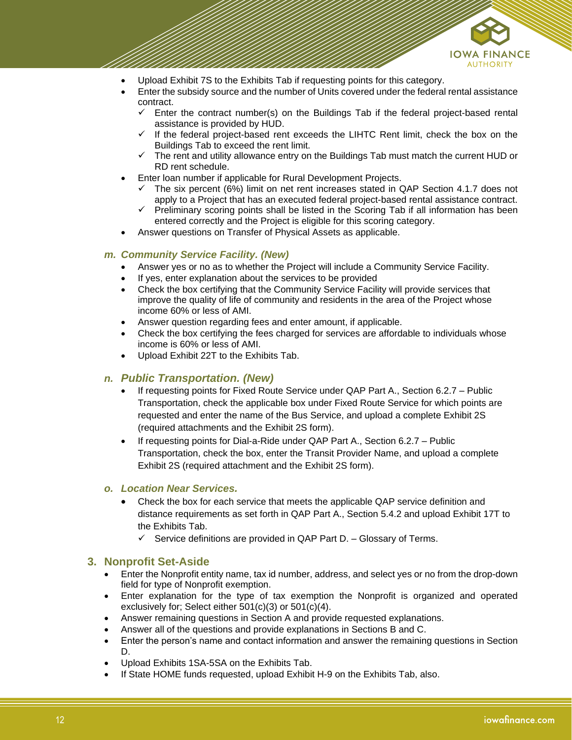- Upload Exhibit 7S to the Exhibits Tab if requesting points for this category.
- Enter the subsidy source and the number of Units covered under the federal rental assistance contract.
  - ✓ Enter the contract number(s) on the Buildings Tab if the federal project-based rental assistance is provided by HUD.
  - ✓ If the federal project-based rent exceeds the LIHTC Rent limit, check the box on the Buildings Tab to exceed the rent limit.
  - ✓ The rent and utility allowance entry on the Buildings Tab must match the current HUD or RD rent schedule.
- Enter loan number if applicable for Rural Development Projects.
  - ✓ The six percent (6%) limit on net rent increases stated in QAP Section 4.1.7 does not apply to a Project that has an executed federal project-based rental assistance contract.
  - ✓ Preliminary scoring points shall be listed in the Scoring Tab if all information has been entered correctly and the Project is eligible for this scoring category.
- Answer questions on Transfer of Physical Assets as applicable.

### *m. Community Service Facility. (New)*

- Answer yes or no as to whether the Project will include a Community Service Facility.
- If yes, enter explanation about the services to be provided
- Check the box certifying that the Community Service Facility will provide services that improve the quality of life of community and residents in the area of the Project whose income 60% or less of AMI.
- Answer question regarding fees and enter amount, if applicable.
- Check the box certifying the fees charged for services are affordable to individuals whose income is 60% or less of AMI.
- Upload Exhibit 22T to the Exhibits Tab.

### *n. Public Transportation. (New)*

- If requesting points for Fixed Route Service under QAP Part A., Section 6.2.7 – Public Transportation, check the applicable box under Fixed Route Service for which points are requested and enter the name of the Bus Service, and upload a complete Exhibit 2S (required attachments and the Exhibit 2S form).
- If requesting points for Dial-a-Ride under QAP Part A., Section 6.2.7 – Public Transportation, check the box, enter the Transit Provider Name, and upload a complete Exhibit 2S (required attachment and the Exhibit 2S form).

### *o. Location Near Services.*

- Check the box for each service that meets the applicable QAP service definition and distance requirements as set forth in QAP Part A., Section 5.4.2 and upload Exhibit 17T to the Exhibits Tab.
  - ✓ Service definitions are provided in QAP Part D. – Glossary of Terms.

## 3. Nonprofit Set-Aside

- Enter the Nonprofit entity name, tax id number, address, and select yes or no from the drop-down field for type of Nonprofit exemption.
- Enter explanation for the type of tax exemption the Nonprofit is organized and operated exclusively for; Select either 501(c)(3) or 501(c)(4).
- Answer remaining questions in Section A and provide requested explanations.
- Answer all of the questions and provide explanations in Sections B and C.
- Enter the person's name and contact information and answer the remaining questions in Section D.
- Upload Exhibits 1SA-5SA on the Exhibits Tab.
- If State HOME funds requested, upload Exhibit H-9 on the Exhibits Tab, also.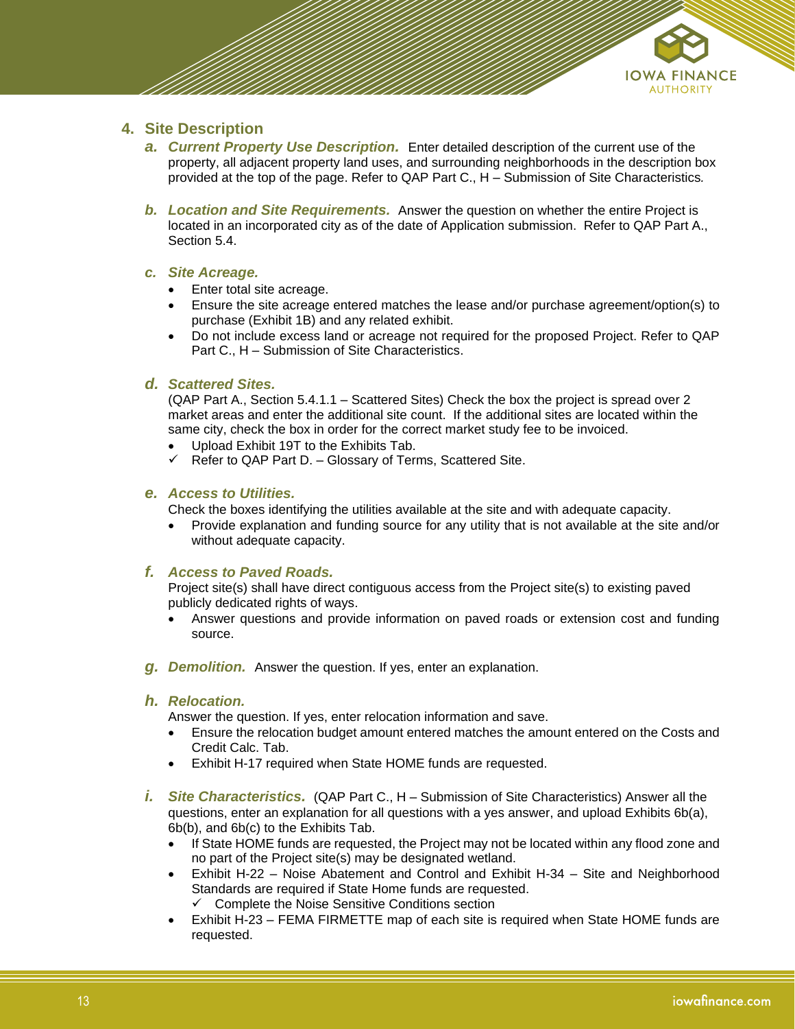## 4. Site Description

a. ***Current Property Use Description.*** Enter detailed description of the current use of the property, all adjacent property land uses, and surrounding neighborhoods in the description box provided at the top of the page. Refer to QAP Part C., H – Submission of Site Characteristics*.*

b. ***Location and Site Requirements.*** Answer the question on whether the entire Project is located in an incorporated city as of the date of Application submission. Refer to QAP Part A., Section 5.4.

c. ***Site Acreage.***
   - Enter total site acreage.
   - Ensure the site acreage entered matches the lease and/or purchase agreement/option(s) to purchase (Exhibit 1B) and any related exhibit.
   - Do not include excess land or acreage not required for the proposed Project. Refer to QAP Part C., H – Submission of Site Characteristics.

d. ***Scattered Sites.***
   (QAP Part A., Section 5.4.1.1 – Scattered Sites) Check the box the project is spread over 2 market areas and enter the additional site count. If the additional sites are located within the same city, check the box in order for the correct market study fee to be invoiced.
   - Upload Exhibit 19T to the Exhibits Tab.
   - ✓ Refer to QAP Part D. – Glossary of Terms, Scattered Site.

e. ***Access to Utilities.***
   Check the boxes identifying the utilities available at the site and with adequate capacity.
   - Provide explanation and funding source for any utility that is not available at the site and/or without adequate capacity.

f. ***Access to Paved Roads.***
   Project site(s) shall have direct contiguous access from the Project site(s) to existing paved publicly dedicated rights of ways.
   - Answer questions and provide information on paved roads or extension cost and funding source.

g. ***Demolition.*** Answer the question. If yes, enter an explanation.

h. ***Relocation.***
   Answer the question. If yes, enter relocation information and save.
   - Ensure the relocation budget amount entered matches the amount entered on the Costs and Credit Calc. Tab.
   - Exhibit H-17 required when State HOME funds are requested.

i. ***Site Characteristics.*** (QAP Part C., H – Submission of Site Characteristics) Answer all the questions, enter an explanation for all questions with a yes answer, and upload Exhibits 6b(a), 6b(b), and 6b(c) to the Exhibits Tab.
   - If State HOME funds are requested, the Project may not be located within any flood zone and no part of the Project site(s) may be designated wetland.
   - Exhibit H-22 – Noise Abatement and Control and Exhibit H-34 – Site and Neighborhood Standards are required if State Home funds are requested.
     - ✓ Complete the Noise Sensitive Conditions section
   - Exhibit H-23 – FEMA FIRMETTE map of each site is required when State HOME funds are requested.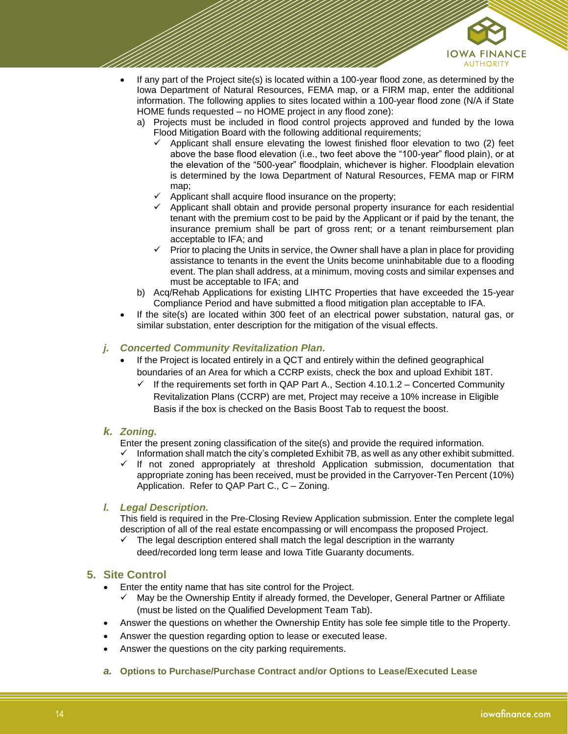- If any part of the Project site(s) is located within a 100-year flood zone, as determined by the Iowa Department of Natural Resources, FEMA map, or a FIRM map, enter the additional information. The following applies to sites located within a 100-year flood zone (N/A if State HOME funds requested – no HOME project in any flood zone):
  a) Projects must be included in flood control projects approved and funded by the Iowa Flood Mitigation Board with the following additional requirements;
     - ✓ Applicant shall ensure elevating the lowest finished floor elevation to two (2) feet above the base flood elevation (i.e., two feet above the "100-year" flood plain), or at the elevation of the "500-year" floodplain, whichever is higher. Floodplain elevation is determined by the Iowa Department of Natural Resources, FEMA map or FIRM map;
     - ✓ Applicant shall acquire flood insurance on the property;
     - ✓ Applicant shall obtain and provide personal property insurance for each residential tenant with the premium cost to be paid by the Applicant or if paid by the tenant, the insurance premium shall be part of gross rent; or a tenant reimbursement plan acceptable to IFA; and
     - ✓ Prior to placing the Units in service, the Owner shall have a plan in place for providing assistance to tenants in the event the Units become uninhabitable due to a flooding event. The plan shall address, at a minimum, moving costs and similar expenses and must be acceptable to IFA; and
  b) Acq/Rehab Applications for existing LIHTC Properties that have exceeded the 15-year Compliance Period and have submitted a flood mitigation plan acceptable to IFA.
- If the site(s) are located within 300 feet of an electrical power substation, natural gas, or similar substation, enter description for the mitigation of the visual effects.

### *j. Concerted Community Revitalization Plan.*

- If the Project is located entirely in a QCT and entirely within the defined geographical boundaries of an Area for which a CCRP exists, check the box and upload Exhibit 18T.
  - ✓ If the requirements set forth in QAP Part A., Section 4.10.1.2 – Concerted Community Revitalization Plans (CCRP) are met, Project may receive a 10% increase in Eligible Basis if the box is checked on the Basis Boost Tab to request the boost.

### *k. Zoning.*

Enter the present zoning classification of the site(s) and provide the required information.

- ✓ Information shall match the city's completed Exhibit 7B, as well as any other exhibit submitted.
- ✓ If not zoned appropriately at threshold Application submission, documentation that appropriate zoning has been received, must be provided in the Carryover-Ten Percent (10%) Application. Refer to QAP Part C., C – Zoning.

### *l. Legal Description.*

This field is required in the Pre-Closing Review Application submission. Enter the complete legal description of all of the real estate encompassing or will encompass the proposed Project.

- ✓ The legal description entered shall match the legal description in the warranty deed/recorded long term lease and Iowa Title Guaranty documents.

## 5. Site Control

- Enter the entity name that has site control for the Project.
  - ✓ May be the Ownership Entity if already formed, the Developer, General Partner or Affiliate (must be listed on the Qualified Development Team Tab).
- Answer the questions on whether the Ownership Entity has sole fee simple title to the Property.
- Answer the question regarding option to lease or executed lease.
- Answer the questions on the city parking requirements.

### *a.* Options to Purchase/Purchase Contract and/or Options to Lease/Executed Lease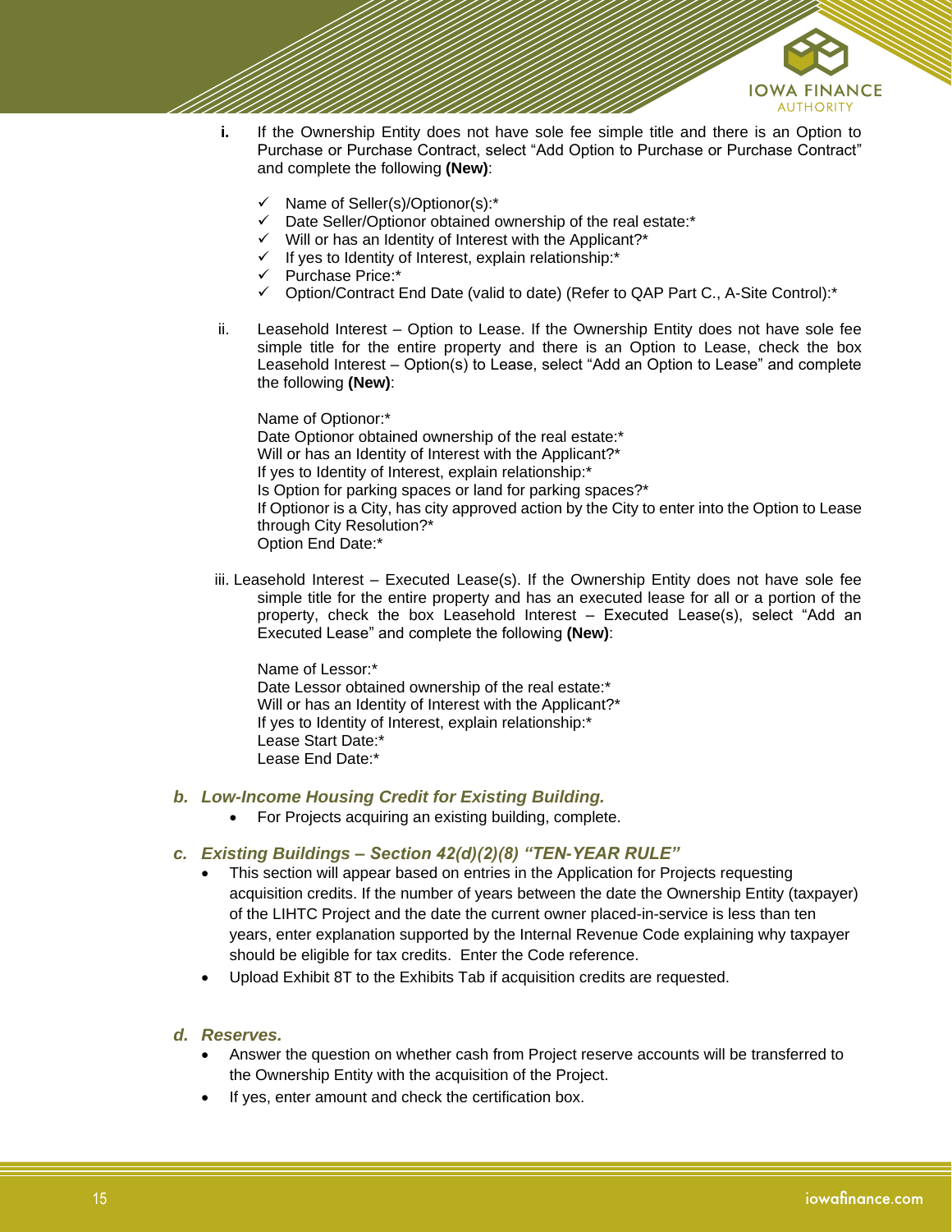i. If the Ownership Entity does not have sole fee simple title and there is an Option to Purchase or Purchase Contract, select "Add Option to Purchase or Purchase Contract" and complete the following **(New)**:

- ✓ Name of Seller(s)/Optionor(s):*
- ✓ Date Seller/Optionor obtained ownership of the real estate:*
- ✓ Will or has an Identity of Interest with the Applicant?*
- ✓ If yes to Identity of Interest, explain relationship:*
- ✓ Purchase Price:*
- ✓ Option/Contract End Date (valid to date) (Refer to QAP Part C., A-Site Control):*

ii. Leasehold Interest – Option to Lease. If the Ownership Entity does not have sole fee simple title for the entire property and there is an Option to Lease, check the box Leasehold Interest – Option(s) to Lease, select "Add an Option to Lease" and complete the following **(New)**:

Name of Optionor:*
Date Optionor obtained ownership of the real estate:*
Will or has an Identity of Interest with the Applicant?*
If yes to Identity of Interest, explain relationship:*
Is Option for parking spaces or land for parking spaces?*
If Optionor is a City, has city approved action by the City to enter into the Option to Lease through City Resolution?*
Option End Date:*

iii. Leasehold Interest – Executed Lease(s). If the Ownership Entity does not have sole fee simple title for the entire property and has an executed lease for all or a portion of the property, check the box Leasehold Interest – Executed Lease(s), select "Add an Executed Lease" and complete the following **(New)**:

Name of Lessor:*
Date Lessor obtained ownership of the real estate:*
Will or has an Identity of Interest with the Applicant?*
If yes to Identity of Interest, explain relationship:*
Lease Start Date:*
Lease End Date:*

### *b. Low-Income Housing Credit for Existing Building.*

- For Projects acquiring an existing building, complete.

### *c. Existing Buildings – Section 42(d)(2)(8) "TEN-YEAR RULE"*

- This section will appear based on entries in the Application for Projects requesting acquisition credits. If the number of years between the date the Ownership Entity (taxpayer) of the LIHTC Project and the date the current owner placed-in-service is less than ten years, enter explanation supported by the Internal Revenue Code explaining why taxpayer should be eligible for tax credits. Enter the Code reference.
- Upload Exhibit 8T to the Exhibits Tab if acquisition credits are requested.

### *d. Reserves.*

- Answer the question on whether cash from Project reserve accounts will be transferred to the Ownership Entity with the acquisition of the Project.
- If yes, enter amount and check the certification box.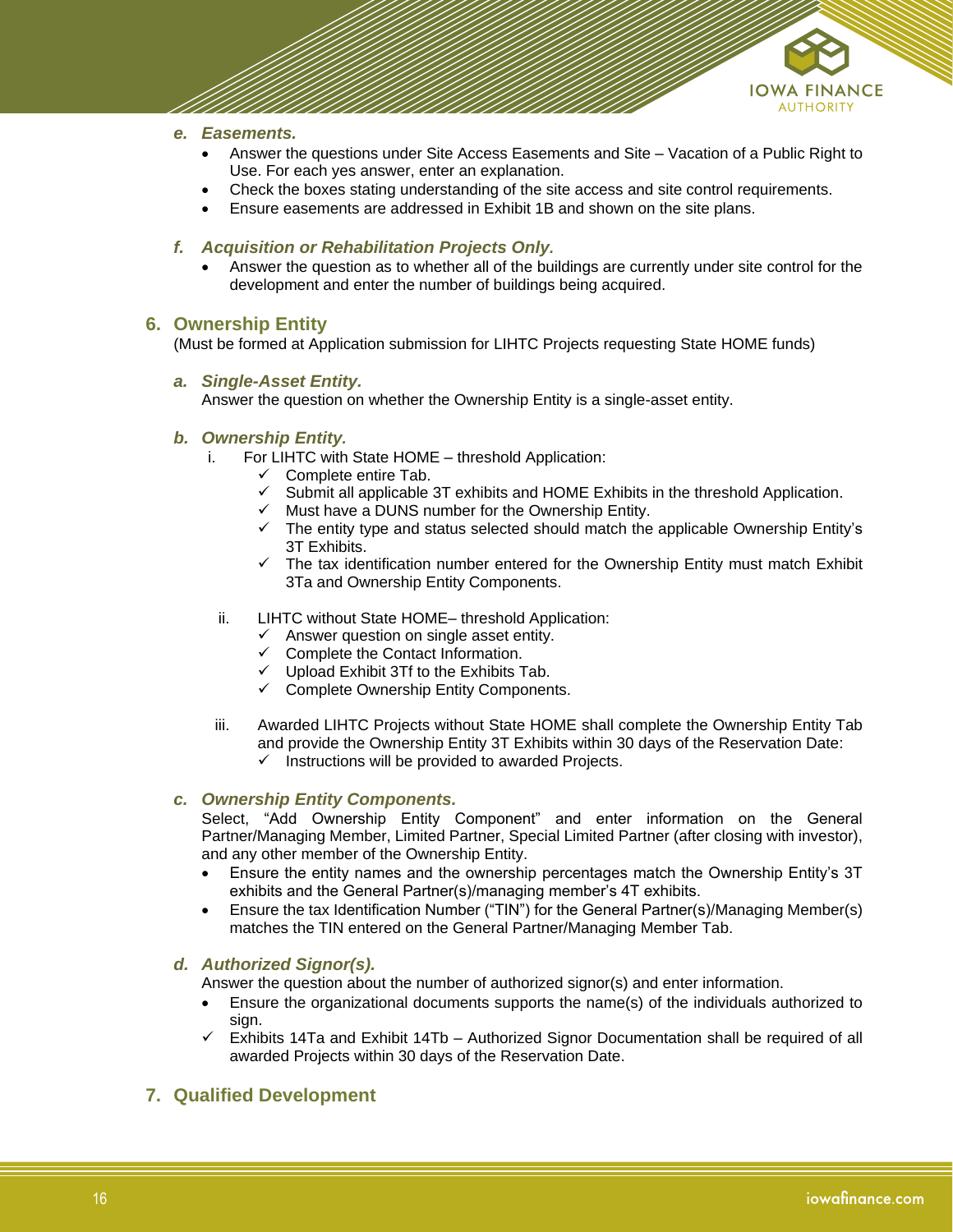#### e. *Easements.*

- Answer the questions under Site Access Easements and Site – Vacation of a Public Right to Use. For each yes answer, enter an explanation.
- Check the boxes stating understanding of the site access and site control requirements.
- Ensure easements are addressed in Exhibit 1B and shown on the site plans.

#### f. *Acquisition or Rehabilitation Projects Only.*

- Answer the question as to whether all of the buildings are currently under site control for the development and enter the number of buildings being acquired.

## 6. Ownership Entity

(Must be formed at Application submission for LIHTC Projects requesting State HOME funds)

#### a. *Single-Asset Entity.*

Answer the question on whether the Ownership Entity is a single-asset entity.

#### b. *Ownership Entity.*

i. For LIHTC with State HOME – threshold Application:
   - ✓ Complete entire Tab.
   - ✓ Submit all applicable 3T exhibits and HOME Exhibits in the threshold Application.
   - ✓ Must have a DUNS number for the Ownership Entity.
   - ✓ The entity type and status selected should match the applicable Ownership Entity's 3T Exhibits.
   - ✓ The tax identification number entered for the Ownership Entity must match Exhibit 3Ta and Ownership Entity Components.

ii. LIHTC without State HOME– threshold Application:
   - ✓ Answer question on single asset entity.
   - ✓ Complete the Contact Information.
   - ✓ Upload Exhibit 3Tf to the Exhibits Tab.
   - ✓ Complete Ownership Entity Components.

iii. Awarded LIHTC Projects without State HOME shall complete the Ownership Entity Tab and provide the Ownership Entity 3T Exhibits within 30 days of the Reservation Date:
   - ✓ Instructions will be provided to awarded Projects.

#### c. *Ownership Entity Components.*

Select, "Add Ownership Entity Component" and enter information on the General Partner/Managing Member, Limited Partner, Special Limited Partner (after closing with investor), and any other member of the Ownership Entity.

- Ensure the entity names and the ownership percentages match the Ownership Entity's 3T exhibits and the General Partner(s)/managing member's 4T exhibits.
- Ensure the tax Identification Number ("TIN") for the General Partner(s)/Managing Member(s) matches the TIN entered on the General Partner/Managing Member Tab.

#### d. *Authorized Signor(s).*

Answer the question about the number of authorized signor(s) and enter information.

- Ensure the organizational documents supports the name(s) of the individuals authorized to sign.
- ✓ Exhibits 14Ta and Exhibit 14Tb – Authorized Signor Documentation shall be required of all awarded Projects within 30 days of the Reservation Date.

## 7. Qualified Development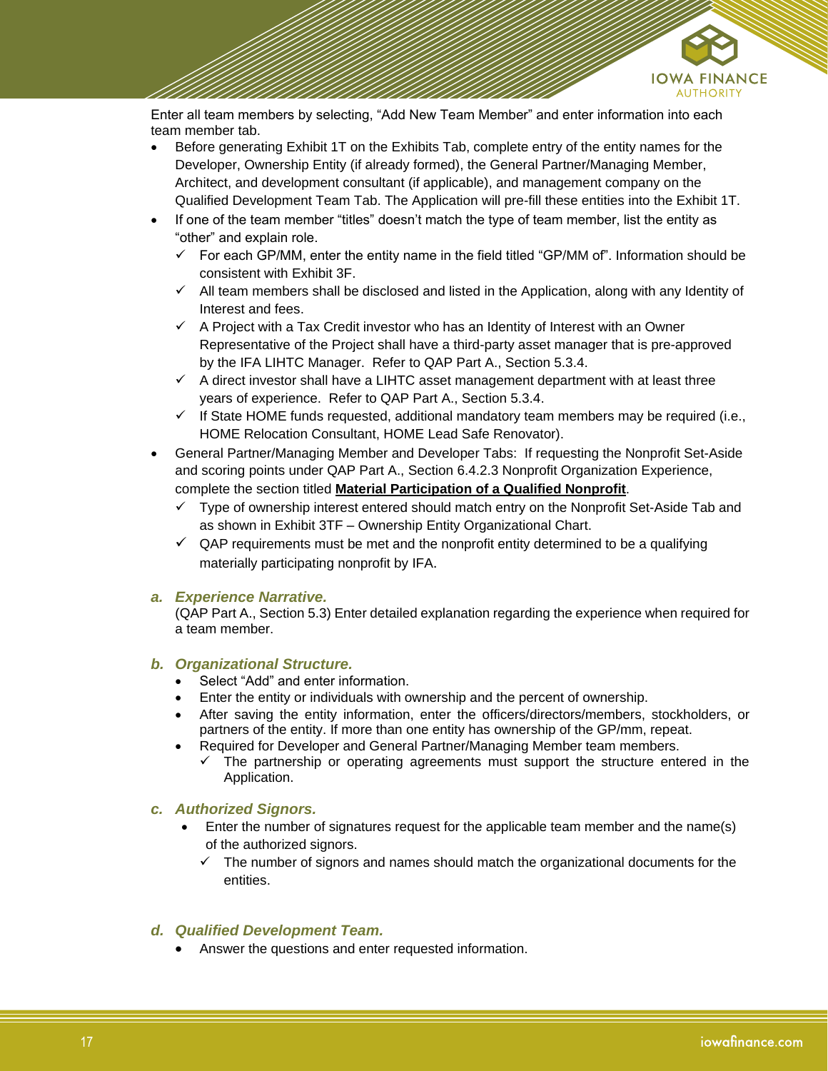Enter all team members by selecting, "Add New Team Member" and enter information into each team member tab.

- Before generating Exhibit 1T on the Exhibits Tab, complete entry of the entity names for the Developer, Ownership Entity (if already formed), the General Partner/Managing Member, Architect, and development consultant (if applicable), and management company on the Qualified Development Team Tab. The Application will pre-fill these entities into the Exhibit 1T.
- If one of the team member "titles" doesn't match the type of team member, list the entity as "other" and explain role.
  - ✓ For each GP/MM, enter the entity name in the field titled "GP/MM of". Information should be consistent with Exhibit 3F.
  - ✓ All team members shall be disclosed and listed in the Application, along with any Identity of Interest and fees.
  - ✓ A Project with a Tax Credit investor who has an Identity of Interest with an Owner Representative of the Project shall have a third-party asset manager that is pre-approved by the IFA LIHTC Manager. Refer to QAP Part A., Section 5.3.4.
  - ✓ A direct investor shall have a LIHTC asset management department with at least three years of experience. Refer to QAP Part A., Section 5.3.4.
  - ✓ If State HOME funds requested, additional mandatory team members may be required (i.e., HOME Relocation Consultant, HOME Lead Safe Renovator).
- General Partner/Managing Member and Developer Tabs: If requesting the Nonprofit Set-Aside and scoring points under QAP Part A., Section 6.4.2.3 Nonprofit Organization Experience, complete the section titled **Material Participation of a Qualified Nonprofit**.
  - ✓ Type of ownership interest entered should match entry on the Nonprofit Set-Aside Tab and as shown in Exhibit 3TF – Ownership Entity Organizational Chart.
  - ✓ QAP requirements must be met and the nonprofit entity determined to be a qualifying materially participating nonprofit by IFA.

### a. *Experience Narrative.*

(QAP Part A., Section 5.3) Enter detailed explanation regarding the experience when required for a team member.

### b. *Organizational Structure.*

- Select "Add" and enter information.
- Enter the entity or individuals with ownership and the percent of ownership.
- After saving the entity information, enter the officers/directors/members, stockholders, or partners of the entity. If more than one entity has ownership of the GP/mm, repeat.
- Required for Developer and General Partner/Managing Member team members.
  - ✓ The partnership or operating agreements must support the structure entered in the Application.

### c. *Authorized Signors.*

- Enter the number of signatures request for the applicable team member and the name(s) of the authorized signors.
  - ✓ The number of signors and names should match the organizational documents for the entities.

### d. *Qualified Development Team.*

- Answer the questions and enter requested information.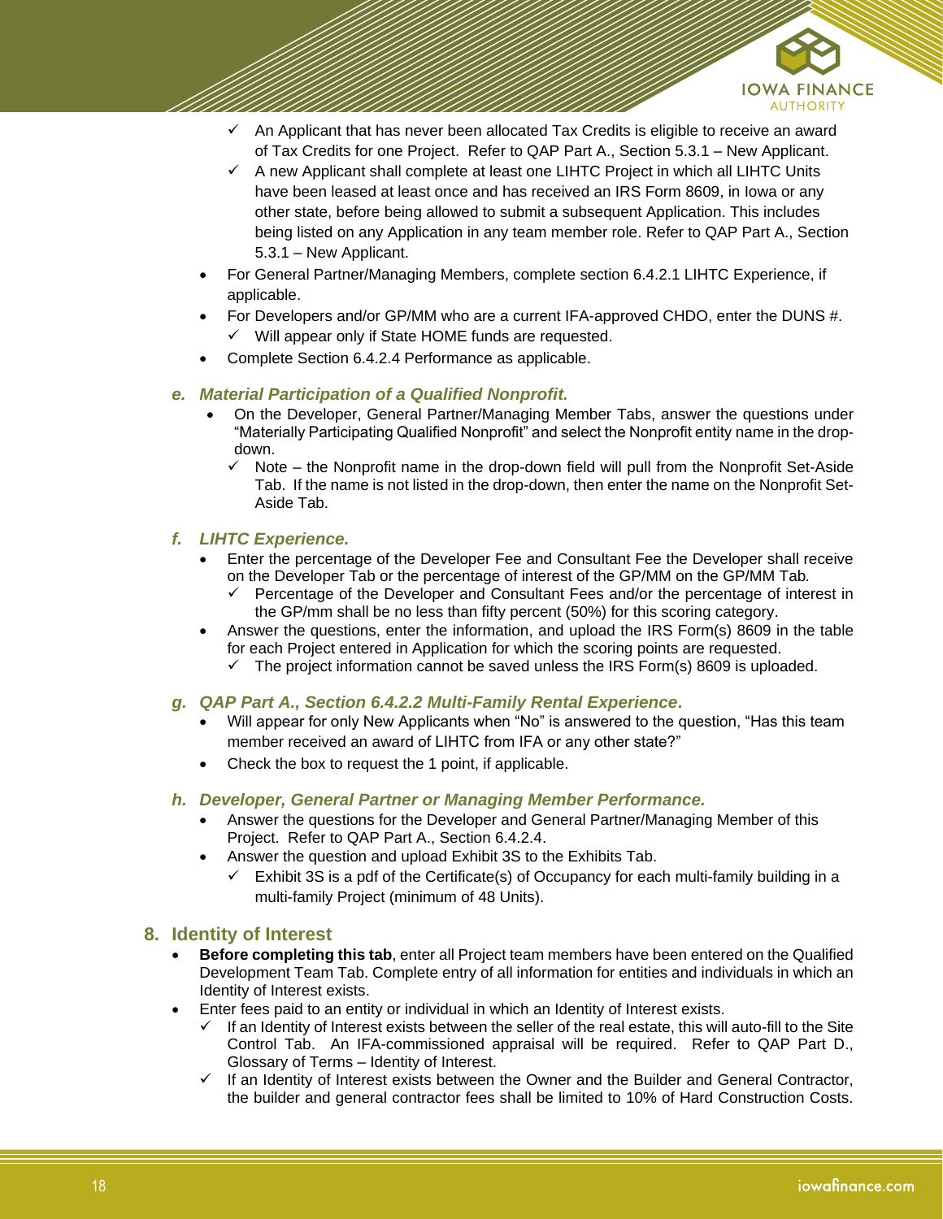- ✓ An Applicant that has never been allocated Tax Credits is eligible to receive an award of Tax Credits for one Project. Refer to QAP Part A., Section 5.3.1 – New Applicant.
  - ✓ A new Applicant shall complete at least one LIHTC Project in which all LIHTC Units have been leased at least once and has received an IRS Form 8609, in Iowa or any other state, before being allowed to submit a subsequent Application. This includes being listed on any Application in any team member role. Refer to QAP Part A., Section 5.3.1 – New Applicant.
- For General Partner/Managing Members, complete section 6.4.2.1 LIHTC Experience, if applicable.
- For Developers and/or GP/MM who are a current IFA-approved CHDO, enter the DUNS #.
  - ✓ Will appear only if State HOME funds are requested.
- Complete Section 6.4.2.4 Performance as applicable.

### *e. Material Participation of a Qualified Nonprofit.*

- On the Developer, General Partner/Managing Member Tabs, answer the questions under "Materially Participating Qualified Nonprofit" and select the Nonprofit entity name in the drop-down.
  - ✓ Note – the Nonprofit name in the drop-down field will pull from the Nonprofit Set-Aside Tab. If the name is not listed in the drop-down, then enter the name on the Nonprofit Set-Aside Tab.

### *f. LIHTC Experience.*

- Enter the percentage of the Developer Fee and Consultant Fee the Developer shall receive on the Developer Tab or the percentage of interest of the GP/MM on the GP/MM Tab.
  - ✓ Percentage of the Developer and Consultant Fees and/or the percentage of interest in the GP/mm shall be no less than fifty percent (50%) for this scoring category.
- Answer the questions, enter the information, and upload the IRS Form(s) 8609 in the table for each Project entered in Application for which the scoring points are requested.
  - ✓ The project information cannot be saved unless the IRS Form(s) 8609 is uploaded.

### *g. QAP Part A., Section 6.4.2.2 Multi-Family Rental Experience.*

- Will appear for only New Applicants when "No" is answered to the question, "Has this team member received an award of LIHTC from IFA or any other state?"
- Check the box to request the 1 point, if applicable.

### *h. Developer, General Partner or Managing Member Performance.*

- Answer the questions for the Developer and General Partner/Managing Member of this Project. Refer to QAP Part A., Section 6.4.2.4.
- Answer the question and upload Exhibit 3S to the Exhibits Tab.
  - ✓ Exhibit 3S is a pdf of the Certificate(s) of Occupancy for each multi-family building in a multi-family Project (minimum of 48 Units).

## 8. Identity of Interest

- **Before completing this tab**, enter all Project team members have been entered on the Qualified Development Team Tab. Complete entry of all information for entities and individuals in which an Identity of Interest exists.
- Enter fees paid to an entity or individual in which an Identity of Interest exists.
  - ✓ If an Identity of Interest exists between the seller of the real estate, this will auto-fill to the Site Control Tab. An IFA-commissioned appraisal will be required. Refer to QAP Part D., Glossary of Terms – Identity of Interest.
  - ✓ If an Identity of Interest exists between the Owner and the Builder and General Contractor, the builder and general contractor fees shall be limited to 10% of Hard Construction Costs.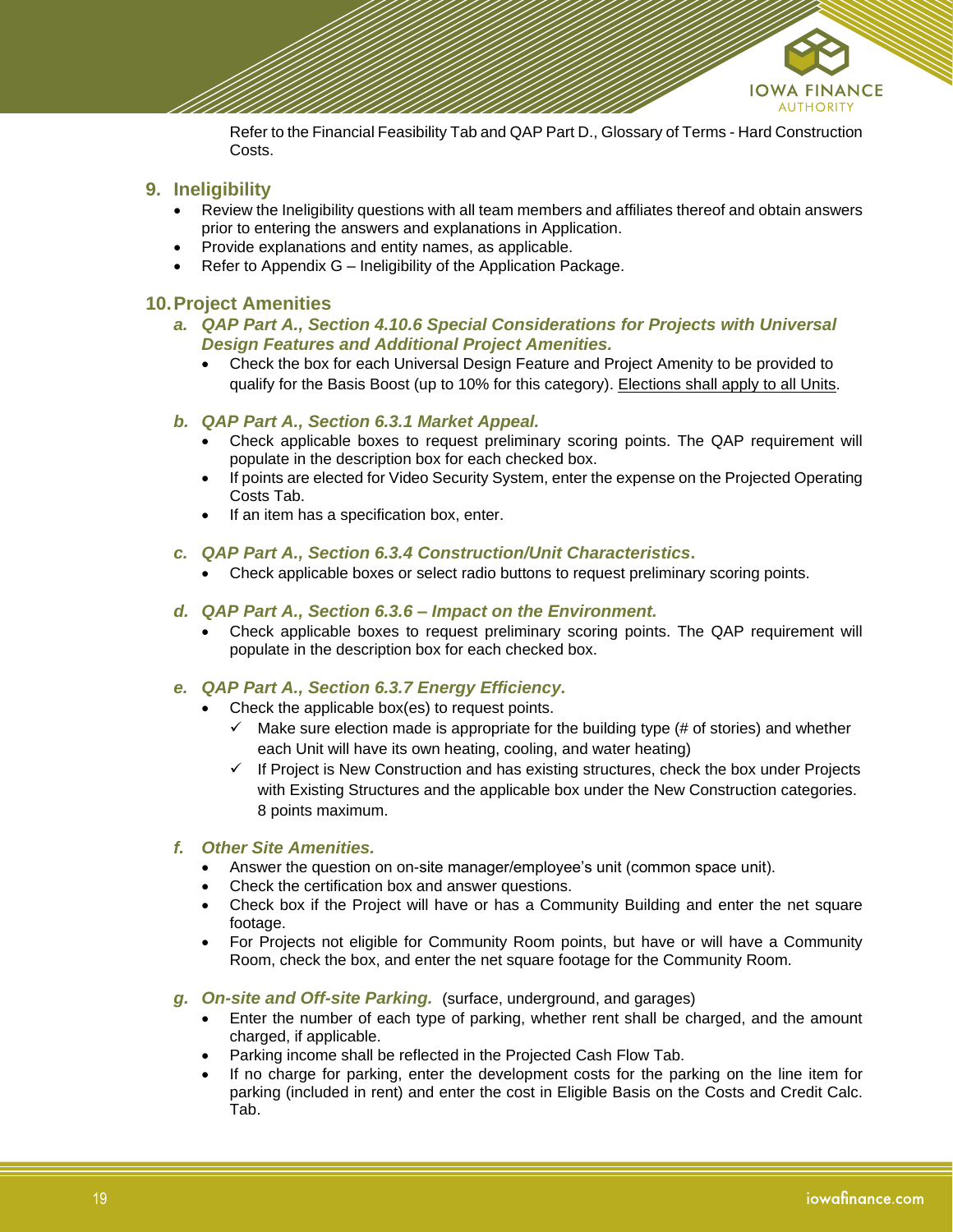Refer to the Financial Feasibility Tab and QAP Part D., Glossary of Terms - Hard Construction Costs.

## 9. Ineligibility

- Review the Ineligibility questions with all team members and affiliates thereof and obtain answers prior to entering the answers and explanations in Application.
- Provide explanations and entity names, as applicable.
- Refer to Appendix G – Ineligibility of the Application Package.

## 10. Project Amenities

### *a. QAP Part A., Section 4.10.6 Special Considerations for Projects with Universal Design Features and Additional Project Amenities.*

- Check the box for each Universal Design Feature and Project Amenity to be provided to qualify for the Basis Boost (up to 10% for this category). <u>Elections shall apply to all Units</u>.

### *b. QAP Part A., Section 6.3.1 Market Appeal.*

- Check applicable boxes to request preliminary scoring points. The QAP requirement will populate in the description box for each checked box.
- If points are elected for Video Security System, enter the expense on the Projected Operating Costs Tab.
- If an item has a specification box, enter.

### *c. QAP Part A., Section 6.3.4 Construction/Unit Characteristics.*

- Check applicable boxes or select radio buttons to request preliminary scoring points.

### *d. QAP Part A., Section 6.3.6 – Impact on the Environment.*

- Check applicable boxes to request preliminary scoring points. The QAP requirement will populate in the description box for each checked box.

### *e. QAP Part A., Section 6.3.7 Energy Efficiency.*

- Check the applicable box(es) to request points.
  - ✓ Make sure election made is appropriate for the building type (# of stories) and whether each Unit will have its own heating, cooling, and water heating)
  - ✓ If Project is New Construction and has existing structures, check the box under Projects with Existing Structures and the applicable box under the New Construction categories. 8 points maximum.

### *f. Other Site Amenities.*

- Answer the question on on-site manager/employee's unit (common space unit).
- Check the certification box and answer questions.
- Check box if the Project will have or has a Community Building and enter the net square footage.
- For Projects not eligible for Community Room points, but have or will have a Community Room, check the box, and enter the net square footage for the Community Room.

### *g. On-site and Off-site Parking.* (surface, underground, and garages)

- Enter the number of each type of parking, whether rent shall be charged, and the amount charged, if applicable.
- Parking income shall be reflected in the Projected Cash Flow Tab.
- If no charge for parking, enter the development costs for the parking on the line item for parking (included in rent) and enter the cost in Eligible Basis on the Costs and Credit Calc. Tab.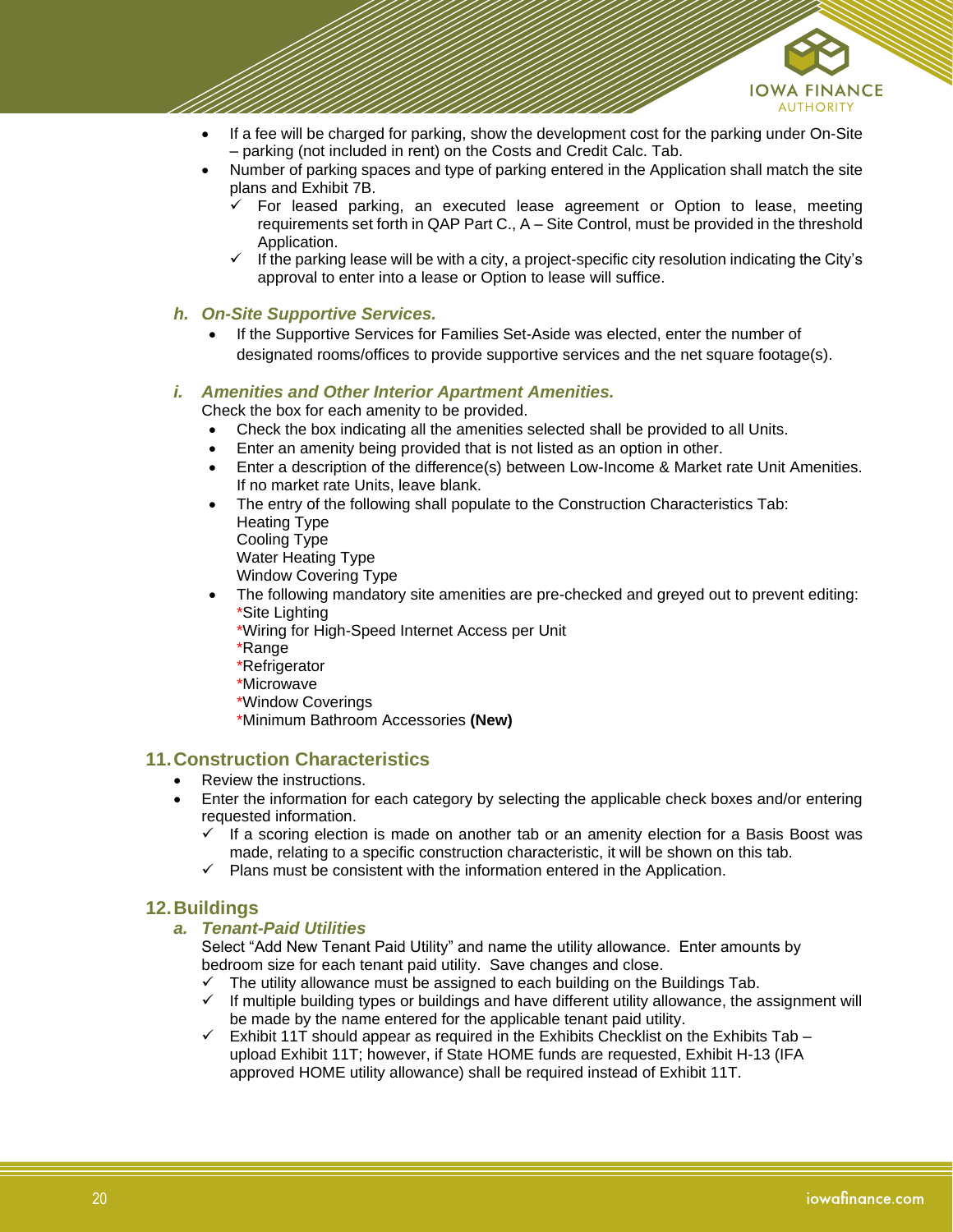- If a fee will be charged for parking, show the development cost for the parking under On-Site – parking (not included in rent) on the Costs and Credit Calc. Tab.
- Number of parking spaces and type of parking entered in the Application shall match the site plans and Exhibit 7B.
  - ✓ For leased parking, an executed lease agreement or Option to lease, meeting requirements set forth in QAP Part C., A – Site Control, must be provided in the threshold Application.
  - ✓ If the parking lease will be with a city, a project-specific city resolution indicating the City's approval to enter into a lease or Option to lease will suffice.

### h. *On-Site Supportive Services.*

- If the Supportive Services for Families Set-Aside was elected, enter the number of designated rooms/offices to provide supportive services and the net square footage(s).

### i. *Amenities and Other Interior Apartment Amenities.*

Check the box for each amenity to be provided.

- Check the box indicating all the amenities selected shall be provided to all Units.
- Enter an amenity being provided that is not listed as an option in other.
- Enter a description of the difference(s) between Low-Income & Market rate Unit Amenities. If no market rate Units, leave blank.
- The entry of the following shall populate to the Construction Characteristics Tab:
  Heating Type
  Cooling Type
  Water Heating Type
  Window Covering Type
- The following mandatory site amenities are pre-checked and greyed out to prevent editing:
  *Site Lighting
  *Wiring for High-Speed Internet Access per Unit
  *Range
  *Refrigerator
  *Microwave
  *Window Coverings
  *Minimum Bathroom Accessories **(New)**

## 11. Construction Characteristics

- Review the instructions.
- Enter the information for each category by selecting the applicable check boxes and/or entering requested information.
  - ✓ If a scoring election is made on another tab or an amenity election for a Basis Boost was made, relating to a specific construction characteristic, it will be shown on this tab.
  - ✓ Plans must be consistent with the information entered in the Application.

## 12. Buildings

### a. *Tenant-Paid Utilities*

Select "Add New Tenant Paid Utility" and name the utility allowance. Enter amounts by bedroom size for each tenant paid utility. Save changes and close.

- ✓ The utility allowance must be assigned to each building on the Buildings Tab.
- ✓ If multiple building types or buildings and have different utility allowance, the assignment will be made by the name entered for the applicable tenant paid utility.
- ✓ Exhibit 11T should appear as required in the Exhibits Checklist on the Exhibits Tab – upload Exhibit 11T; however, if State HOME funds are requested, Exhibit H-13 (IFA approved HOME utility allowance) shall be required instead of Exhibit 11T.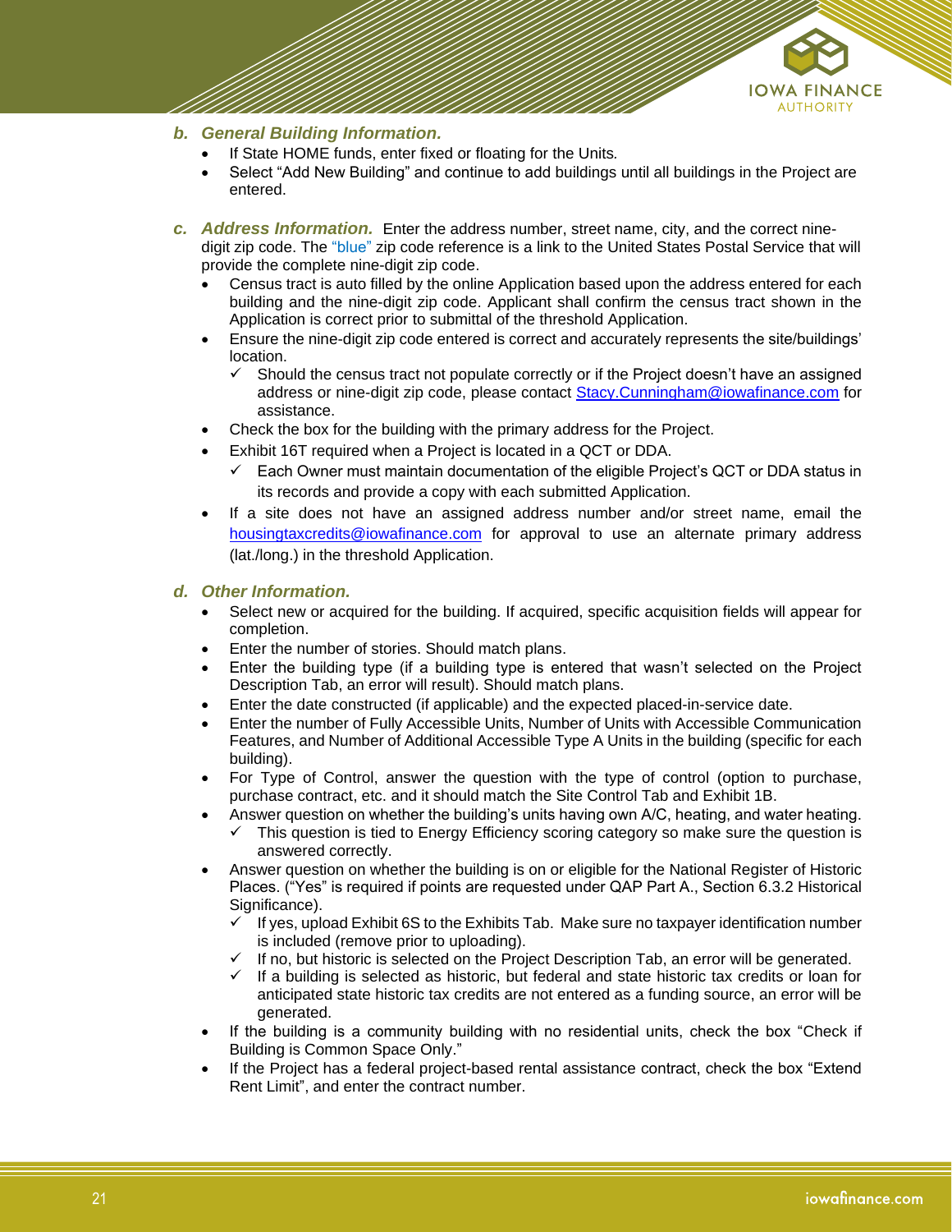### b. General Building Information.

- If State HOME funds, enter fixed or floating for the Units.
- Select "Add New Building" and continue to add buildings until all buildings in the Project are entered.

### c. Address Information.

Enter the address number, street name, city, and the correct nine-digit zip code. The "blue" zip code reference is a link to the United States Postal Service that will provide the complete nine-digit zip code.

- Census tract is auto filled by the online Application based upon the address entered for each building and the nine-digit zip code. Applicant shall confirm the census tract shown in the Application is correct prior to submittal of the threshold Application.
- Ensure the nine-digit zip code entered is correct and accurately represents the site/buildings' location.
  - ✓ Should the census tract not populate correctly or if the Project doesn't have an assigned address or nine-digit zip code, please contact Stacy.Cunningham@iowafinance.com for assistance.
- Check the box for the building with the primary address for the Project.
- Exhibit 16T required when a Project is located in a QCT or DDA.
  - ✓ Each Owner must maintain documentation of the eligible Project's QCT or DDA status in its records and provide a copy with each submitted Application.
- If a site does not have an assigned address number and/or street name, email the housingtaxcredits@iowafinance.com for approval to use an alternate primary address (lat./long.) in the threshold Application.

### d. Other Information.

- Select new or acquired for the building. If acquired, specific acquisition fields will appear for completion.
- Enter the number of stories. Should match plans.
- Enter the building type (if a building type is entered that wasn't selected on the Project Description Tab, an error will result). Should match plans.
- Enter the date constructed (if applicable) and the expected placed-in-service date.
- Enter the number of Fully Accessible Units, Number of Units with Accessible Communication Features, and Number of Additional Accessible Type A Units in the building (specific for each building).
- For Type of Control, answer the question with the type of control (option to purchase, purchase contract, etc. and it should match the Site Control Tab and Exhibit 1B.
- Answer question on whether the building's units having own A/C, heating, and water heating.
  - ✓ This question is tied to Energy Efficiency scoring category so make sure the question is answered correctly.
- Answer question on whether the building is on or eligible for the National Register of Historic Places. ("Yes" is required if points are requested under QAP Part A., Section 6.3.2 Historical Significance).
  - ✓ If yes, upload Exhibit 6S to the Exhibits Tab. Make sure no taxpayer identification number is included (remove prior to uploading).
  - ✓ If no, but historic is selected on the Project Description Tab, an error will be generated.
  - ✓ If a building is selected as historic, but federal and state historic tax credits or loan for anticipated state historic tax credits are not entered as a funding source, an error will be generated.
- If the building is a community building with no residential units, check the box "Check if Building is Common Space Only."
- If the Project has a federal project-based rental assistance contract, check the box "Extend Rent Limit", and enter the contract number.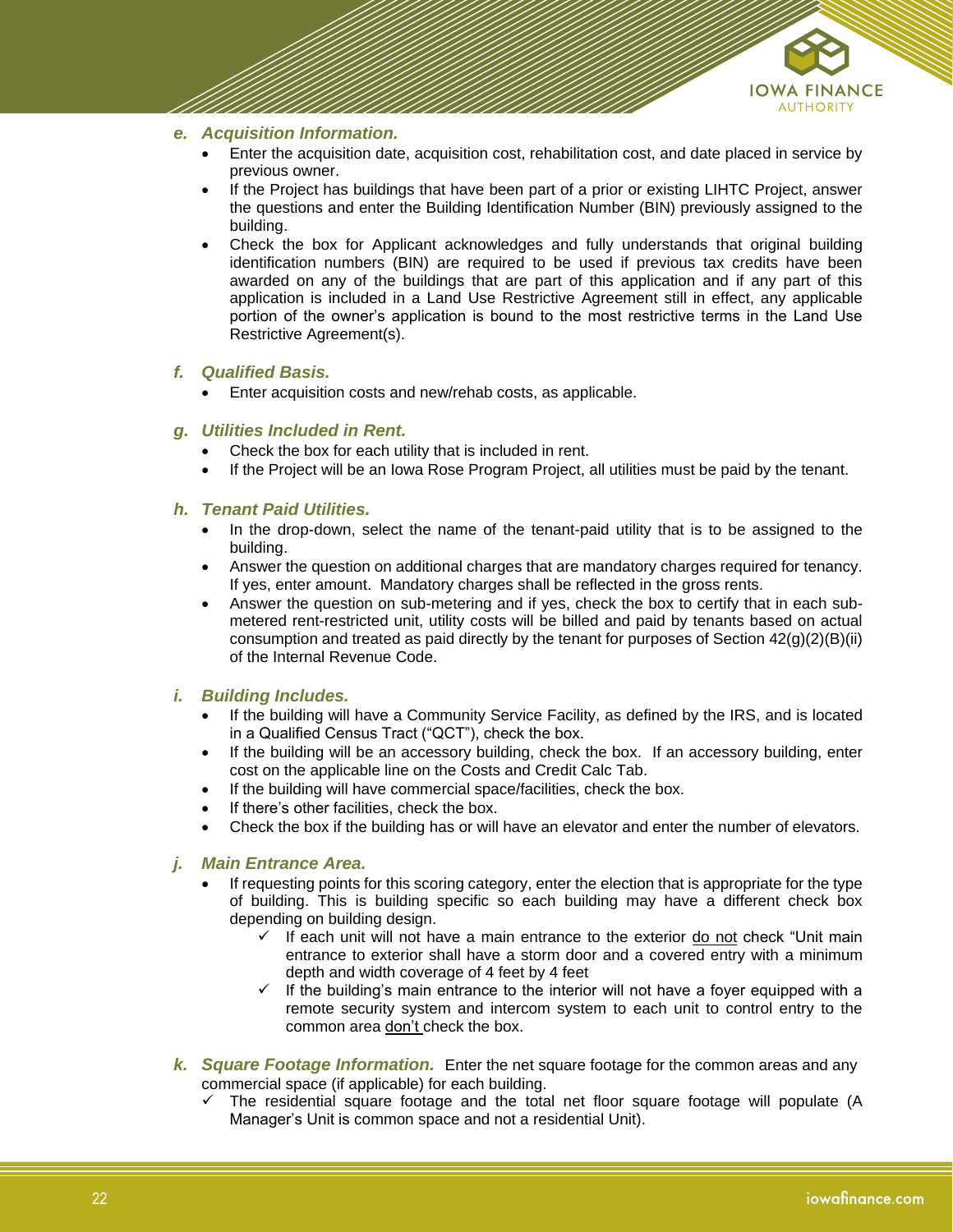*e. **Acquisition Information.***

- Enter the acquisition date, acquisition cost, rehabilitation cost, and date placed in service by previous owner.
- If the Project has buildings that have been part of a prior or existing LIHTC Project, answer the questions and enter the Building Identification Number (BIN) previously assigned to the building.
- Check the box for Applicant acknowledges and fully understands that original building identification numbers (BIN) are required to be used if previous tax credits have been awarded on any of the buildings that are part of this application and if any part of this application is included in a Land Use Restrictive Agreement still in effect, any applicable portion of the owner's application is bound to the most restrictive terms in the Land Use Restrictive Agreement(s).

*f. **Qualified Basis.***

- Enter acquisition costs and new/rehab costs, as applicable.

*g. **Utilities Included in Rent.***

- Check the box for each utility that is included in rent.
- If the Project will be an Iowa Rose Program Project, all utilities must be paid by the tenant.

*h. **Tenant Paid Utilities.***

- In the drop-down, select the name of the tenant-paid utility that is to be assigned to the building.
- Answer the question on additional charges that are mandatory charges required for tenancy. If yes, enter amount. Mandatory charges shall be reflected in the gross rents.
- Answer the question on sub-metering and if yes, check the box to certify that in each sub-metered rent-restricted unit, utility costs will be billed and paid by tenants based on actual consumption and treated as paid directly by the tenant for purposes of Section 42(g)(2)(B)(ii) of the Internal Revenue Code.

*i. **Building Includes.***

- If the building will have a Community Service Facility, as defined by the IRS, and is located in a Qualified Census Tract ("QCT"), check the box.
- If the building will be an accessory building, check the box. If an accessory building, enter cost on the applicable line on the Costs and Credit Calc Tab.
- If the building will have commercial space/facilities, check the box.
- If there's other facilities, check the box.
- Check the box if the building has or will have an elevator and enter the number of elevators.

*j. **Main Entrance Area.***

- If requesting points for this scoring category, enter the election that is appropriate for the type of building. This is building specific so each building may have a different check box depending on building design.
  - ✓ If each unit will not have a main entrance to the exterior do not check "Unit main entrance to exterior shall have a storm door and a covered entry with a minimum depth and width coverage of 4 feet by 4 feet
  - ✓ If the building's main entrance to the interior will not have a foyer equipped with a remote security system and intercom system to each unit to control entry to the common area don't check the box.

*k. **Square Footage Information.*** Enter the net square footage for the common areas and any commercial space (if applicable) for each building.

- ✓ The residential square footage and the total net floor square footage will populate (A Manager's Unit is common space and not a residential Unit).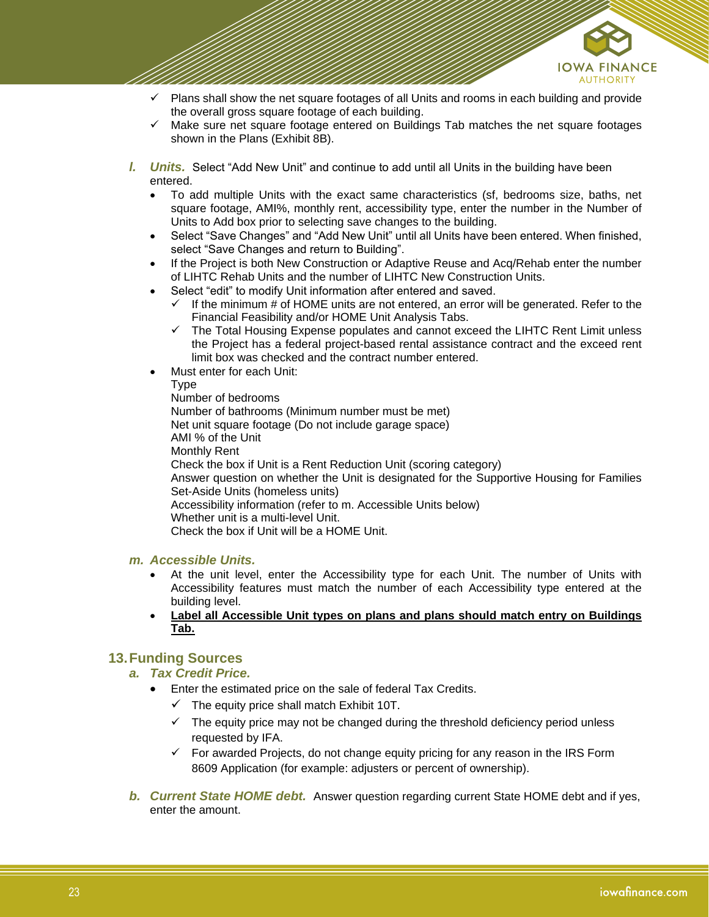- ✓ Plans shall show the net square footages of all Units and rooms in each building and provide the overall gross square footage of each building.
- ✓ Make sure net square footage entered on Buildings Tab matches the net square footages shown in the Plans (Exhibit 8B).

***l. Units.*** Select "Add New Unit" and continue to add until all Units in the building have been entered.

- To add multiple Units with the exact same characteristics (sf, bedrooms size, baths, net square footage, AMI%, monthly rent, accessibility type, enter the number in the Number of Units to Add box prior to selecting save changes to the building.
- Select "Save Changes" and "Add New Unit" until all Units have been entered. When finished, select "Save Changes and return to Building".
- If the Project is both New Construction or Adaptive Reuse and Acq/Rehab enter the number of LIHTC Rehab Units and the number of LIHTC New Construction Units.
- Select "edit" to modify Unit information after entered and saved.
  - ✓ If the minimum # of HOME units are not entered, an error will be generated. Refer to the Financial Feasibility and/or HOME Unit Analysis Tabs.
  - ✓ The Total Housing Expense populates and cannot exceed the LIHTC Rent Limit unless the Project has a federal project-based rental assistance contract and the exceed rent limit box was checked and the contract number entered.
- Must enter for each Unit:
  Type
  Number of bedrooms
  Number of bathrooms (Minimum number must be met)
  Net unit square footage (Do not include garage space)
  AMI % of the Unit
  Monthly Rent
  Check the box if Unit is a Rent Reduction Unit (scoring category)
  Answer question on whether the Unit is designated for the Supportive Housing for Families Set-Aside Units (homeless units)
  Accessibility information (refer to m. Accessible Units below)
  Whether unit is a multi-level Unit.
  Check the box if Unit will be a HOME Unit.

***m. Accessible Units.***

- At the unit level, enter the Accessibility type for each Unit. The number of Units with Accessibility features must match the number of each Accessibility type entered at the building level.
- **Label all Accessible Unit types on plans and plans should match entry on Buildings Tab.**

## 13. Funding Sources

***a. Tax Credit Price.***

- Enter the estimated price on the sale of federal Tax Credits.
  - ✓ The equity price shall match Exhibit 10T.
  - ✓ The equity price may not be changed during the threshold deficiency period unless requested by IFA.
  - ✓ For awarded Projects, do not change equity pricing for any reason in the IRS Form 8609 Application (for example: adjusters or percent of ownership).

***b. Current State HOME debt.*** Answer question regarding current State HOME debt and if yes, enter the amount.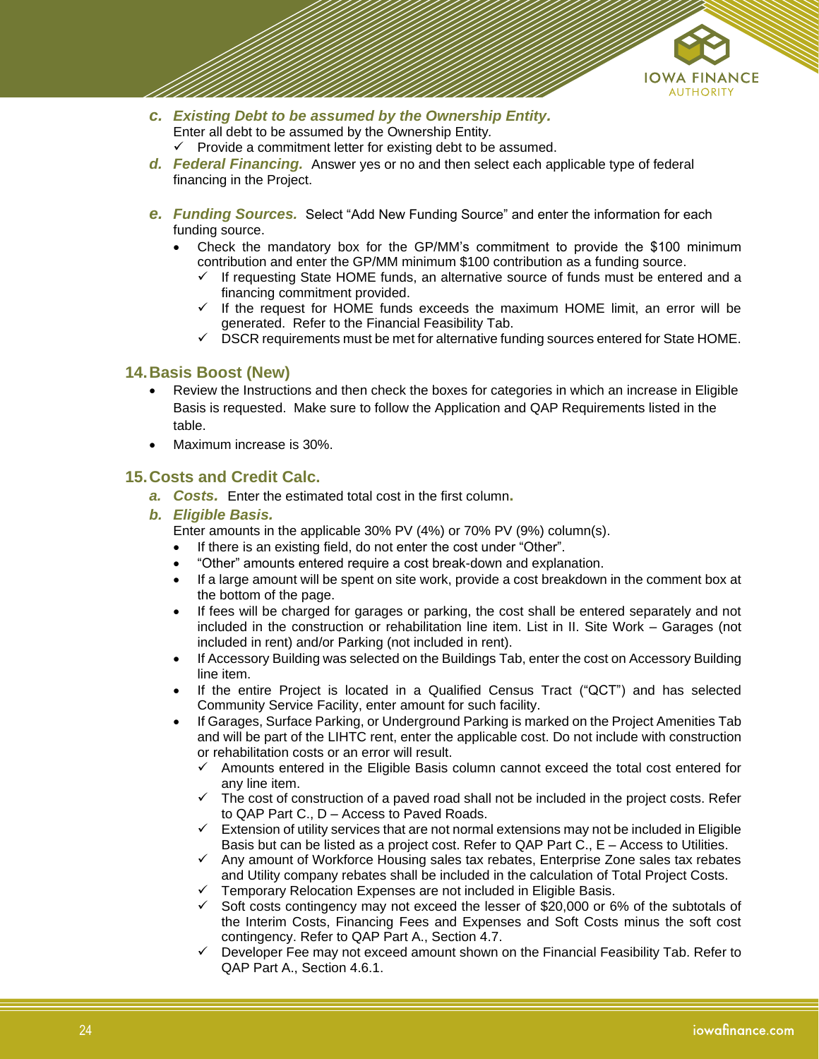- ***c. Existing Debt to be assumed by the Ownership Entity.*** Enter all debt to be assumed by the Ownership Entity.
  - ✓ Provide a commitment letter for existing debt to be assumed.
- ***d. Federal Financing.*** Answer yes or no and then select each applicable type of federal financing in the Project.
- ***e. Funding Sources.*** Select "Add New Funding Source" and enter the information for each funding source.
  - Check the mandatory box for the GP/MM's commitment to provide the $100 minimum contribution and enter the GP/MM minimum $100 contribution as a funding source.
    - ✓ If requesting State HOME funds, an alternative source of funds must be entered and a financing commitment provided.
    - ✓ If the request for HOME funds exceeds the maximum HOME limit, an error will be generated. Refer to the Financial Feasibility Tab.
    - ✓ DSCR requirements must be met for alternative funding sources entered for State HOME.

## 14. Basis Boost (New)

- Review the Instructions and then check the boxes for categories in which an increase in Eligible Basis is requested. Make sure to follow the Application and QAP Requirements listed in the table.
- Maximum increase is 30%.

## 15. Costs and Credit Calc.

- ***a. Costs.*** Enter the estimated total cost in the first column.
- ***b. Eligible Basis.*** Enter amounts in the applicable 30% PV (4%) or 70% PV (9%) column(s).
  - If there is an existing field, do not enter the cost under "Other".
  - "Other" amounts entered require a cost break-down and explanation.
  - If a large amount will be spent on site work, provide a cost breakdown in the comment box at the bottom of the page.
  - If fees will be charged for garages or parking, the cost shall be entered separately and not included in the construction or rehabilitation line item. List in II. Site Work – Garages (not included in rent) and/or Parking (not included in rent).
  - If Accessory Building was selected on the Buildings Tab, enter the cost on Accessory Building line item.
  - If the entire Project is located in a Qualified Census Tract ("QCT") and has selected Community Service Facility, enter amount for such facility.
  - If Garages, Surface Parking, or Underground Parking is marked on the Project Amenities Tab and will be part of the LIHTC rent, enter the applicable cost. Do not include with construction or rehabilitation costs or an error will result.
    - ✓ Amounts entered in the Eligible Basis column cannot exceed the total cost entered for any line item.
    - ✓ The cost of construction of a paved road shall not be included in the project costs. Refer to QAP Part C., D – Access to Paved Roads.
    - ✓ Extension of utility services that are not normal extensions may not be included in Eligible Basis but can be listed as a project cost. Refer to QAP Part C., E – Access to Utilities.
    - ✓ Any amount of Workforce Housing sales tax rebates, Enterprise Zone sales tax rebates and Utility company rebates shall be included in the calculation of Total Project Costs.
    - ✓ Temporary Relocation Expenses are not included in Eligible Basis.
    - ✓ Soft costs contingency may not exceed the lesser of $20,000 or 6% of the subtotals of the Interim Costs, Financing Fees and Expenses and Soft Costs minus the soft cost contingency. Refer to QAP Part A., Section 4.7.
    - ✓ Developer Fee may not exceed amount shown on the Financial Feasibility Tab. Refer to QAP Part A., Section 4.6.1.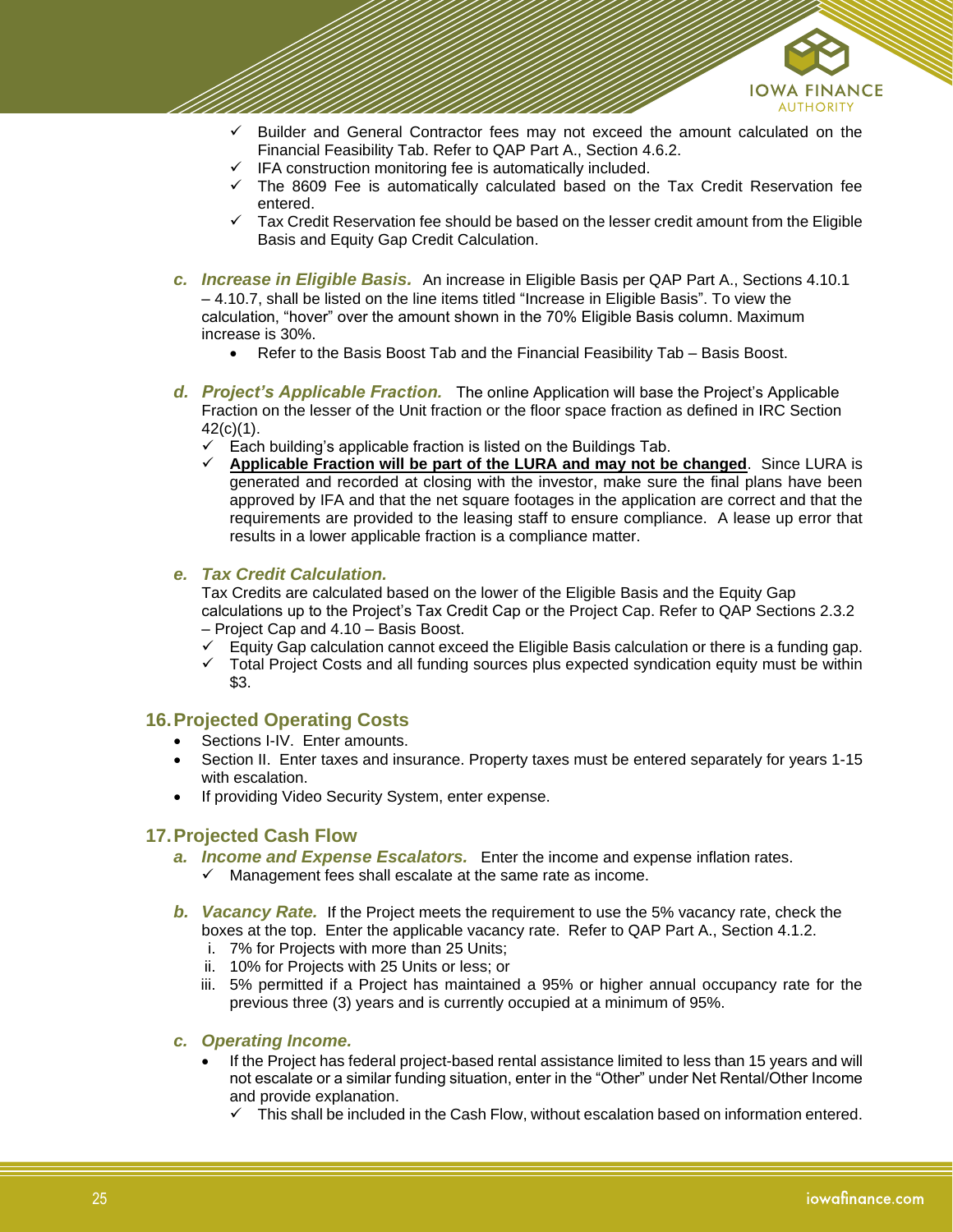- ✓ Builder and General Contractor fees may not exceed the amount calculated on the Financial Feasibility Tab. Refer to QAP Part A., Section 4.6.2.
- ✓ IFA construction monitoring fee is automatically included.
- ✓ The 8609 Fee is automatically calculated based on the Tax Credit Reservation fee entered.
- ✓ Tax Credit Reservation fee should be based on the lesser credit amount from the Eligible Basis and Equity Gap Credit Calculation.

***c. Increase in Eligible Basis.*** An increase in Eligible Basis per QAP Part A., Sections 4.10.1 – 4.10.7, shall be listed on the line items titled "Increase in Eligible Basis". To view the calculation, "hover" over the amount shown in the 70% Eligible Basis column. Maximum increase is 30%.

- Refer to the Basis Boost Tab and the Financial Feasibility Tab – Basis Boost.

***d. Project's Applicable Fraction.*** The online Application will base the Project's Applicable Fraction on the lesser of the Unit fraction or the floor space fraction as defined in IRC Section 42(c)(1).

- ✓ Each building's applicable fraction is listed on the Buildings Tab.
- ✓ **Applicable Fraction will be part of the LURA and may not be changed**. Since LURA is generated and recorded at closing with the investor, make sure the final plans have been approved by IFA and that the net square footages in the application are correct and that the requirements are provided to the leasing staff to ensure compliance. A lease up error that results in a lower applicable fraction is a compliance matter.

***e. Tax Credit Calculation.***

Tax Credits are calculated based on the lower of the Eligible Basis and the Equity Gap calculations up to the Project's Tax Credit Cap or the Project Cap. Refer to QAP Sections 2.3.2 – Project Cap and 4.10 – Basis Boost.

- ✓ Equity Gap calculation cannot exceed the Eligible Basis calculation or there is a funding gap.
- ✓ Total Project Costs and all funding sources plus expected syndication equity must be within $3.

## 16. Projected Operating Costs

- Sections I-IV. Enter amounts.
- Section II. Enter taxes and insurance. Property taxes must be entered separately for years 1-15 with escalation.
- If providing Video Security System, enter expense.

## 17. Projected Cash Flow

***a. Income and Expense Escalators.*** Enter the income and expense inflation rates.

- ✓ Management fees shall escalate at the same rate as income.

***b. Vacancy Rate.*** If the Project meets the requirement to use the 5% vacancy rate, check the boxes at the top. Enter the applicable vacancy rate. Refer to QAP Part A., Section 4.1.2.

i. 7% for Projects with more than 25 Units;
ii. 10% for Projects with 25 Units or less; or
iii. 5% permitted if a Project has maintained a 95% or higher annual occupancy rate for the previous three (3) years and is currently occupied at a minimum of 95%.

***c. Operating Income.***

- If the Project has federal project-based rental assistance limited to less than 15 years and will not escalate or a similar funding situation, enter in the "Other" under Net Rental/Other Income and provide explanation.
  - ✓ This shall be included in the Cash Flow, without escalation based on information entered.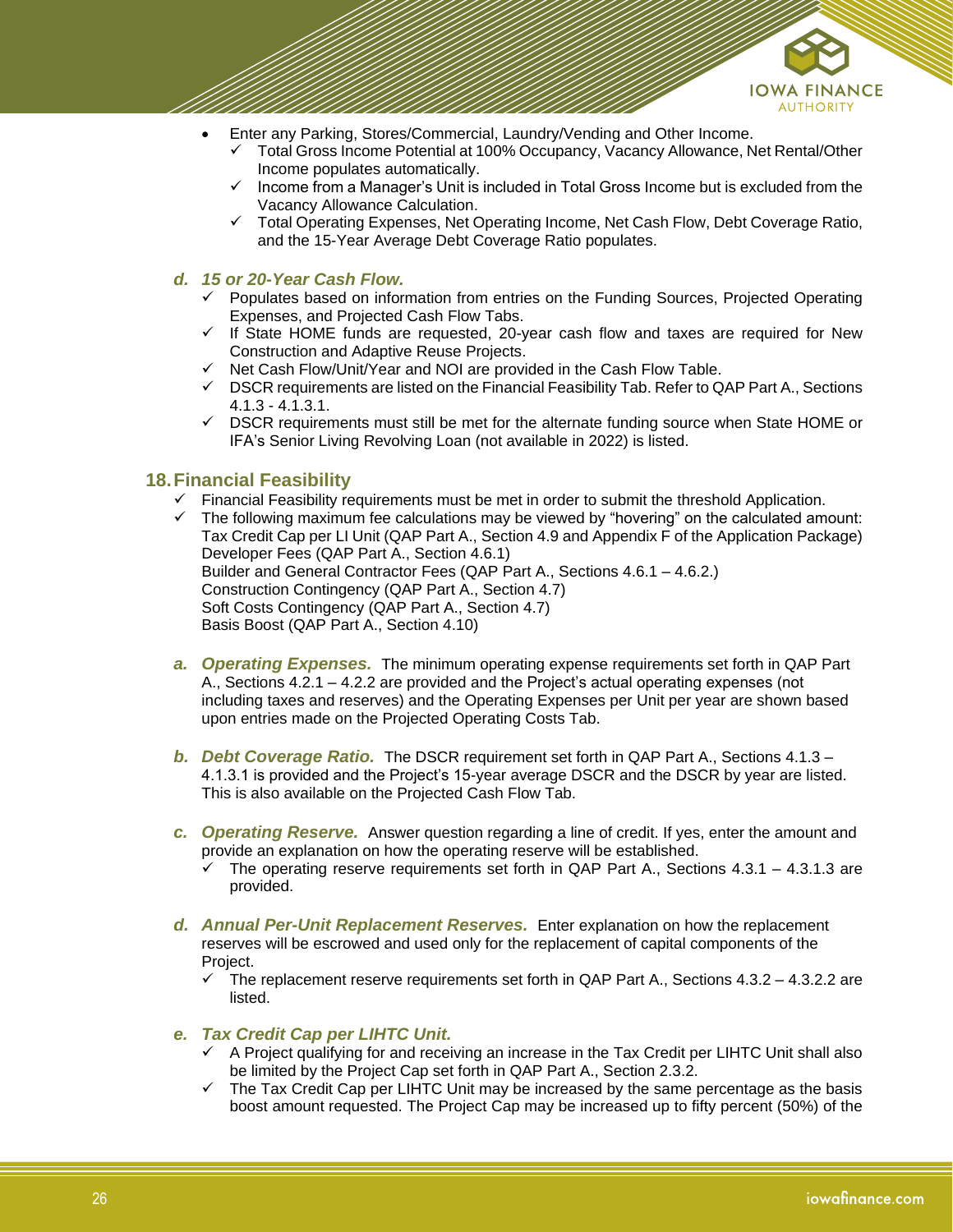- Enter any Parking, Stores/Commercial, Laundry/Vending and Other Income.
  - ✓ Total Gross Income Potential at 100% Occupancy, Vacancy Allowance, Net Rental/Other Income populates automatically.
  - ✓ Income from a Manager's Unit is included in Total Gross Income but is excluded from the Vacancy Allowance Calculation.
  - ✓ Total Operating Expenses, Net Operating Income, Net Cash Flow, Debt Coverage Ratio, and the 15-Year Average Debt Coverage Ratio populates.

### *d. 15 or 20-Year Cash Flow.*

- ✓ Populates based on information from entries on the Funding Sources, Projected Operating Expenses, and Projected Cash Flow Tabs.
- ✓ If State HOME funds are requested, 20-year cash flow and taxes are required for New Construction and Adaptive Reuse Projects.
- ✓ Net Cash Flow/Unit/Year and NOI are provided in the Cash Flow Table.
- ✓ DSCR requirements are listed on the Financial Feasibility Tab. Refer to QAP Part A., Sections 4.1.3 - 4.1.3.1.
- ✓ DSCR requirements must still be met for the alternate funding source when State HOME or IFA's Senior Living Revolving Loan (not available in 2022) is listed.

## 18. Financial Feasibility

- ✓ Financial Feasibility requirements must be met in order to submit the threshold Application.
- ✓ The following maximum fee calculations may be viewed by "hovering" on the calculated amount:
  Tax Credit Cap per LI Unit (QAP Part A., Section 4.9 and Appendix F of the Application Package)
  Developer Fees (QAP Part A., Section 4.6.1)
  Builder and General Contractor Fees (QAP Part A., Sections 4.6.1 – 4.6.2.)
  Construction Contingency (QAP Part A., Section 4.7)
  Soft Costs Contingency (QAP Part A., Section 4.7)
  Basis Boost (QAP Part A., Section 4.10)

***a. Operating Expenses.*** The minimum operating expense requirements set forth in QAP Part A., Sections 4.2.1 – 4.2.2 are provided and the Project's actual operating expenses (not including taxes and reserves) and the Operating Expenses per Unit per year are shown based upon entries made on the Projected Operating Costs Tab.

***b. Debt Coverage Ratio.*** The DSCR requirement set forth in QAP Part A., Sections 4.1.3 – 4.1.3.1 is provided and the Project's 15-year average DSCR and the DSCR by year are listed. This is also available on the Projected Cash Flow Tab.

***c. Operating Reserve.*** Answer question regarding a line of credit. If yes, enter the amount and provide an explanation on how the operating reserve will be established.

- ✓ The operating reserve requirements set forth in QAP Part A., Sections 4.3.1 – 4.3.1.3 are provided.

***d. Annual Per-Unit Replacement Reserves.*** Enter explanation on how the replacement reserves will be escrowed and used only for the replacement of capital components of the Project.

- ✓ The replacement reserve requirements set forth in QAP Part A., Sections 4.3.2 – 4.3.2.2 are listed.

***e. Tax Credit Cap per LIHTC Unit.***

- ✓ A Project qualifying for and receiving an increase in the Tax Credit per LIHTC Unit shall also be limited by the Project Cap set forth in QAP Part A., Section 2.3.2.
- ✓ The Tax Credit Cap per LIHTC Unit may be increased by the same percentage as the basis boost amount requested. The Project Cap may be increased up to fifty percent (50%) of the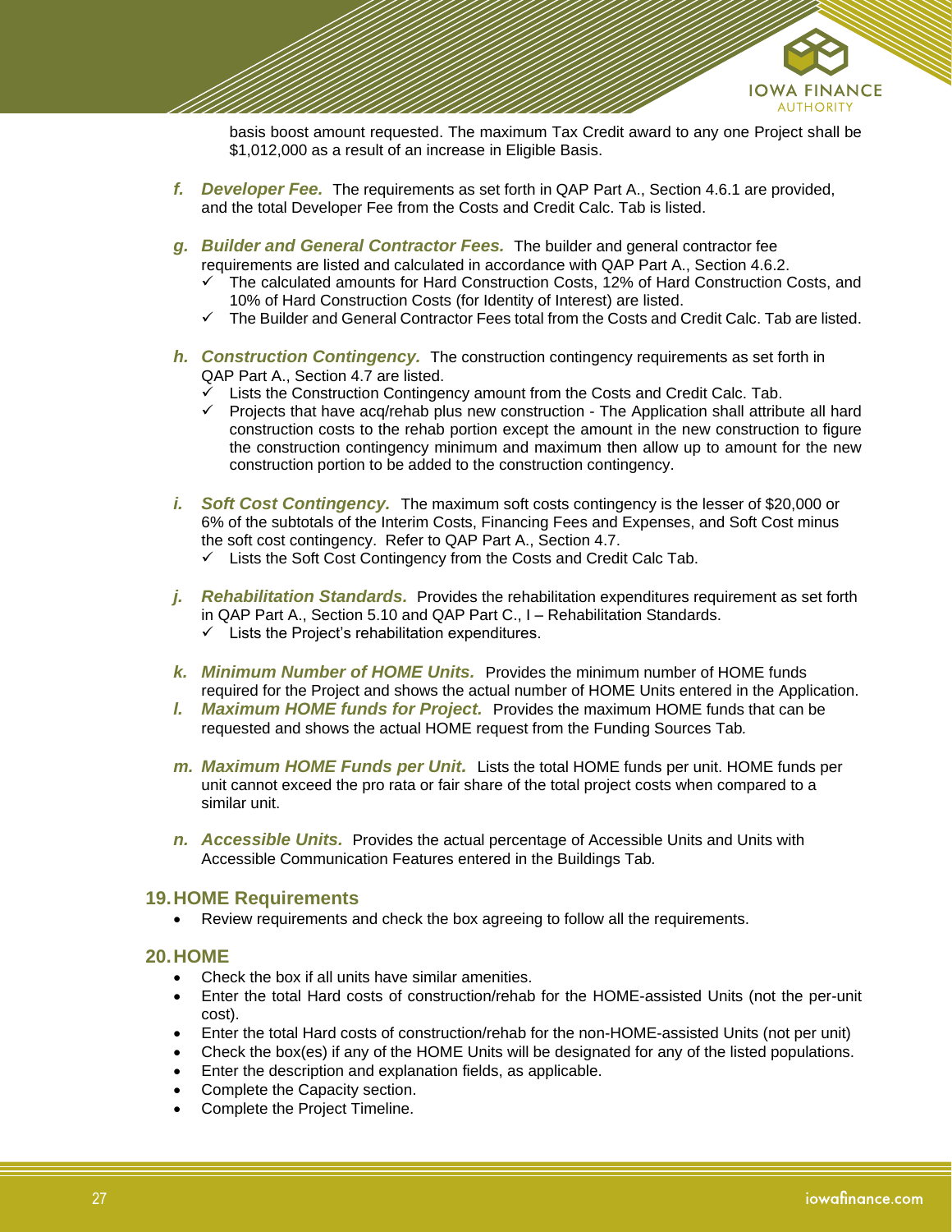basis boost amount requested. The maximum Tax Credit award to any one Project shall be $1,012,000 as a result of an increase in Eligible Basis.

f. ***Developer Fee.*** The requirements as set forth in QAP Part A., Section 4.6.1 are provided, and the total Developer Fee from the Costs and Credit Calc. Tab is listed.

g. ***Builder and General Contractor Fees.*** The builder and general contractor fee requirements are listed and calculated in accordance with QAP Part A., Section 4.6.2.
   - ✓ The calculated amounts for Hard Construction Costs, 12% of Hard Construction Costs, and 10% of Hard Construction Costs (for Identity of Interest) are listed.
   - ✓ The Builder and General Contractor Fees total from the Costs and Credit Calc. Tab are listed.

h. ***Construction Contingency.*** The construction contingency requirements as set forth in QAP Part A., Section 4.7 are listed.
   - ✓ Lists the Construction Contingency amount from the Costs and Credit Calc. Tab.
   - ✓ Projects that have acq/rehab plus new construction - The Application shall attribute all hard construction costs to the rehab portion except the amount in the new construction to figure the construction contingency minimum and maximum then allow up to amount for the new construction portion to be added to the construction contingency.

i. ***Soft Cost Contingency.*** The maximum soft costs contingency is the lesser of $20,000 or 6% of the subtotals of the Interim Costs, Financing Fees and Expenses, and Soft Cost minus the soft cost contingency. Refer to QAP Part A., Section 4.7.
   - ✓ Lists the Soft Cost Contingency from the Costs and Credit Calc Tab.

j. ***Rehabilitation Standards.*** Provides the rehabilitation expenditures requirement as set forth in QAP Part A., Section 5.10 and QAP Part C., I – Rehabilitation Standards.
   - ✓ Lists the Project's rehabilitation expenditures.

k. ***Minimum Number of HOME Units.*** Provides the minimum number of HOME funds required for the Project and shows the actual number of HOME Units entered in the Application.

l. ***Maximum HOME funds for Project.*** Provides the maximum HOME funds that can be requested and shows the actual HOME request from the Funding Sources Tab.

m. ***Maximum HOME Funds per Unit.*** Lists the total HOME funds per unit. HOME funds per unit cannot exceed the pro rata or fair share of the total project costs when compared to a similar unit.

n. ***Accessible Units.*** Provides the actual percentage of Accessible Units and Units with Accessible Communication Features entered in the Buildings Tab.

## 19. HOME Requirements

- Review requirements and check the box agreeing to follow all the requirements.

## 20. HOME

- Check the box if all units have similar amenities.
- Enter the total Hard costs of construction/rehab for the HOME-assisted Units (not the per-unit cost).
- Enter the total Hard costs of construction/rehab for the non-HOME-assisted Units (not per unit)
- Check the box(es) if any of the HOME Units will be designated for any of the listed populations.
- Enter the description and explanation fields, as applicable.
- Complete the Capacity section.
- Complete the Project Timeline.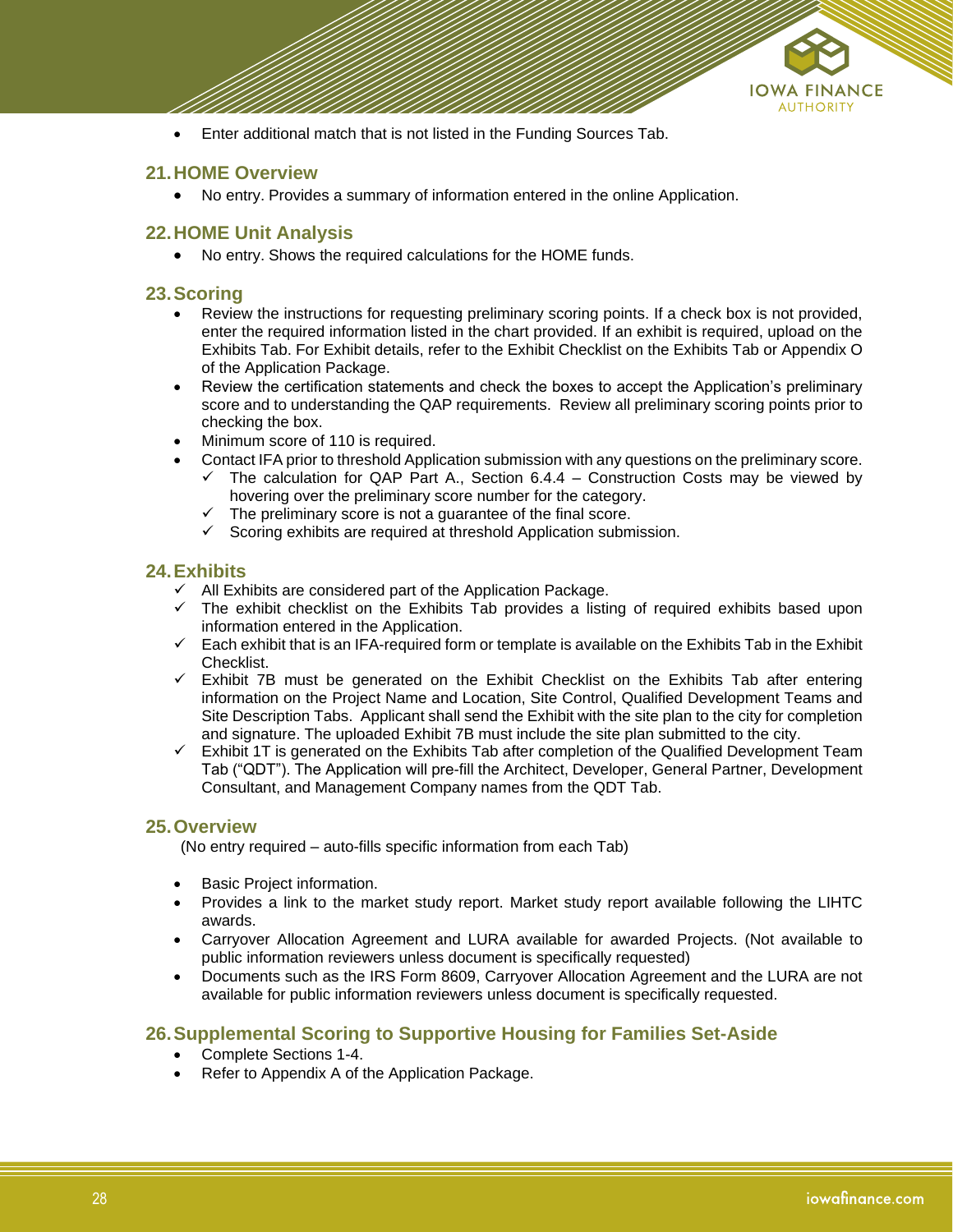- Enter additional match that is not listed in the Funding Sources Tab.

## 21. HOME Overview

- No entry. Provides a summary of information entered in the online Application.

## 22. HOME Unit Analysis

- No entry. Shows the required calculations for the HOME funds.

## 23. Scoring

- Review the instructions for requesting preliminary scoring points. If a check box is not provided, enter the required information listed in the chart provided. If an exhibit is required, upload on the Exhibits Tab. For Exhibit details, refer to the Exhibit Checklist on the Exhibits Tab or Appendix O of the Application Package.
- Review the certification statements and check the boxes to accept the Application's preliminary score and to understanding the QAP requirements. Review all preliminary scoring points prior to checking the box.
- Minimum score of 110 is required.
- Contact IFA prior to threshold Application submission with any questions on the preliminary score.
  - ✓ The calculation for QAP Part A., Section 6.4.4 – Construction Costs may be viewed by hovering over the preliminary score number for the category.
  - ✓ The preliminary score is not a guarantee of the final score.
  - ✓ Scoring exhibits are required at threshold Application submission.

## 24. Exhibits

- ✓ All Exhibits are considered part of the Application Package.
- ✓ The exhibit checklist on the Exhibits Tab provides a listing of required exhibits based upon information entered in the Application.
- ✓ Each exhibit that is an IFA-required form or template is available on the Exhibits Tab in the Exhibit Checklist.
- ✓ Exhibit 7B must be generated on the Exhibit Checklist on the Exhibits Tab after entering information on the Project Name and Location, Site Control, Qualified Development Teams and Site Description Tabs. Applicant shall send the Exhibit with the site plan to the city for completion and signature. The uploaded Exhibit 7B must include the site plan submitted to the city.
- ✓ Exhibit 1T is generated on the Exhibits Tab after completion of the Qualified Development Team Tab ("QDT"). The Application will pre-fill the Architect, Developer, General Partner, Development Consultant, and Management Company names from the QDT Tab.

## 25. Overview

(No entry required – auto-fills specific information from each Tab)

- Basic Project information.
- Provides a link to the market study report. Market study report available following the LIHTC awards.
- Carryover Allocation Agreement and LURA available for awarded Projects. (Not available to public information reviewers unless document is specifically requested)
- Documents such as the IRS Form 8609, Carryover Allocation Agreement and the LURA are not available for public information reviewers unless document is specifically requested.

## 26. Supplemental Scoring to Supportive Housing for Families Set-Aside

- Complete Sections 1-4.
- Refer to Appendix A of the Application Package.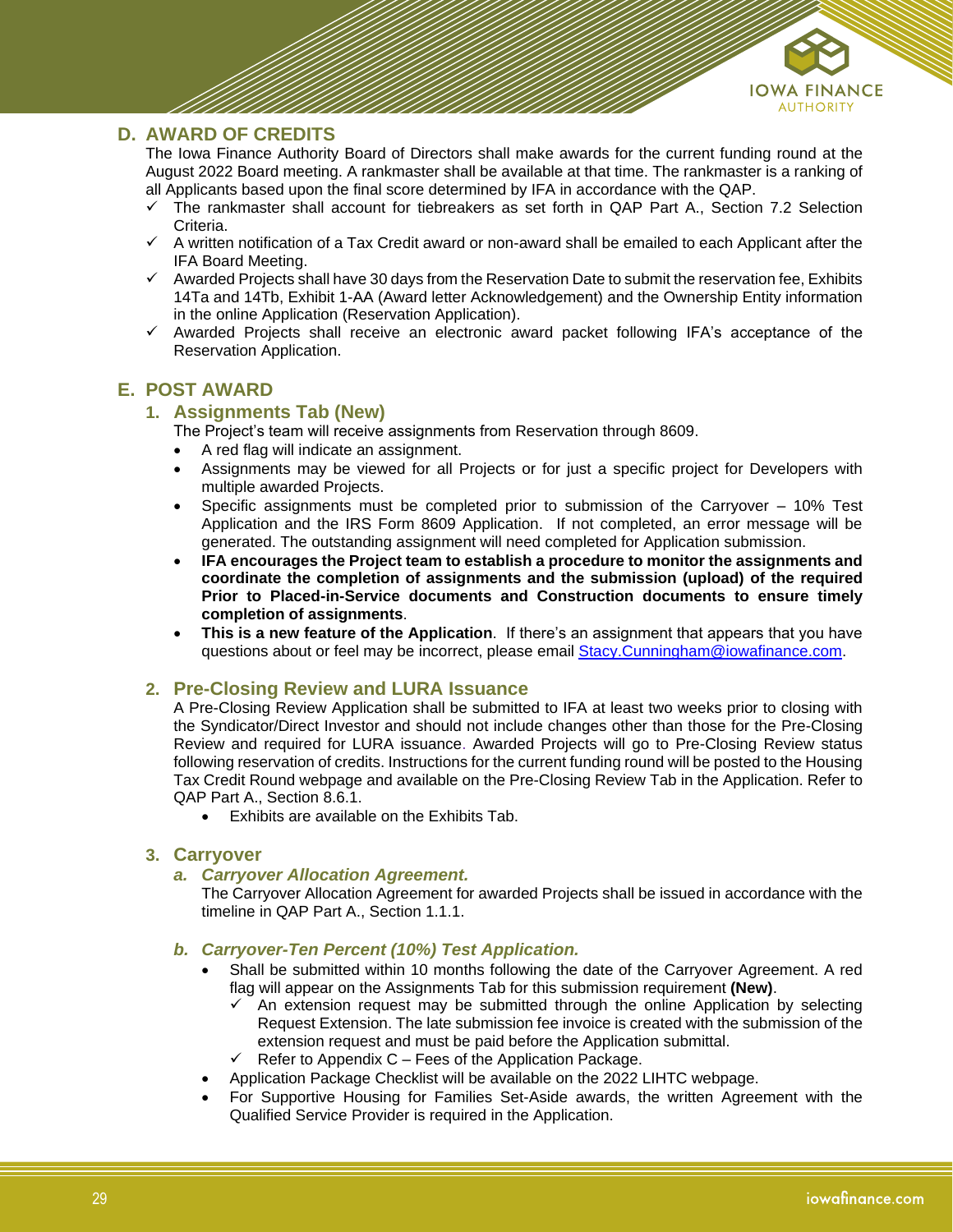## D. AWARD OF CREDITS

The Iowa Finance Authority Board of Directors shall make awards for the current funding round at the August 2022 Board meeting. A rankmaster shall be available at that time. The rankmaster is a ranking of all Applicants based upon the final score determined by IFA in accordance with the QAP.

- ✓ The rankmaster shall account for tiebreakers as set forth in QAP Part A., Section 7.2 Selection Criteria.
- ✓ A written notification of a Tax Credit award or non-award shall be emailed to each Applicant after the IFA Board Meeting.
- ✓ Awarded Projects shall have 30 days from the Reservation Date to submit the reservation fee, Exhibits 14Ta and 14Tb, Exhibit 1-AA (Award letter Acknowledgement) and the Ownership Entity information in the online Application (Reservation Application).
- ✓ Awarded Projects shall receive an electronic award packet following IFA's acceptance of the Reservation Application.

## E. POST AWARD

### 1. Assignments Tab (New)

The Project's team will receive assignments from Reservation through 8609.

- A red flag will indicate an assignment.
- Assignments may be viewed for all Projects or for just a specific project for Developers with multiple awarded Projects.
- Specific assignments must be completed prior to submission of the Carryover – 10% Test Application and the IRS Form 8609 Application. If not completed, an error message will be generated. The outstanding assignment will need completed for Application submission.
- **IFA encourages the Project team to establish a procedure to monitor the assignments and coordinate the completion of assignments and the submission (upload) of the required Prior to Placed-in-Service documents and Construction documents to ensure timely completion of assignments**.
- **This is a new feature of the Application**. If there's an assignment that appears that you have questions about or feel may be incorrect, please email Stacy.Cunningham@iowafinance.com.

### 2. Pre-Closing Review and LURA Issuance

A Pre-Closing Review Application shall be submitted to IFA at least two weeks prior to closing with the Syndicator/Direct Investor and should not include changes other than those for the Pre-Closing Review and required for LURA issuance. Awarded Projects will go to Pre-Closing Review status following reservation of credits. Instructions for the current funding round will be posted to the Housing Tax Credit Round webpage and available on the Pre-Closing Review Tab in the Application. Refer to QAP Part A., Section 8.6.1.

- Exhibits are available on the Exhibits Tab.

### 3. Carryover

#### *a. Carryover Allocation Agreement.*

The Carryover Allocation Agreement for awarded Projects shall be issued in accordance with the timeline in QAP Part A., Section 1.1.1.

#### *b. Carryover-Ten Percent (10%) Test Application.*

- Shall be submitted within 10 months following the date of the Carryover Agreement. A red flag will appear on the Assignments Tab for this submission requirement **(New)**.
  - ✓ An extension request may be submitted through the online Application by selecting Request Extension. The late submission fee invoice is created with the submission of the extension request and must be paid before the Application submittal.
  - ✓ Refer to Appendix C – Fees of the Application Package.
- Application Package Checklist will be available on the 2022 LIHTC webpage.
- For Supportive Housing for Families Set-Aside awards, the written Agreement with the Qualified Service Provider is required in the Application.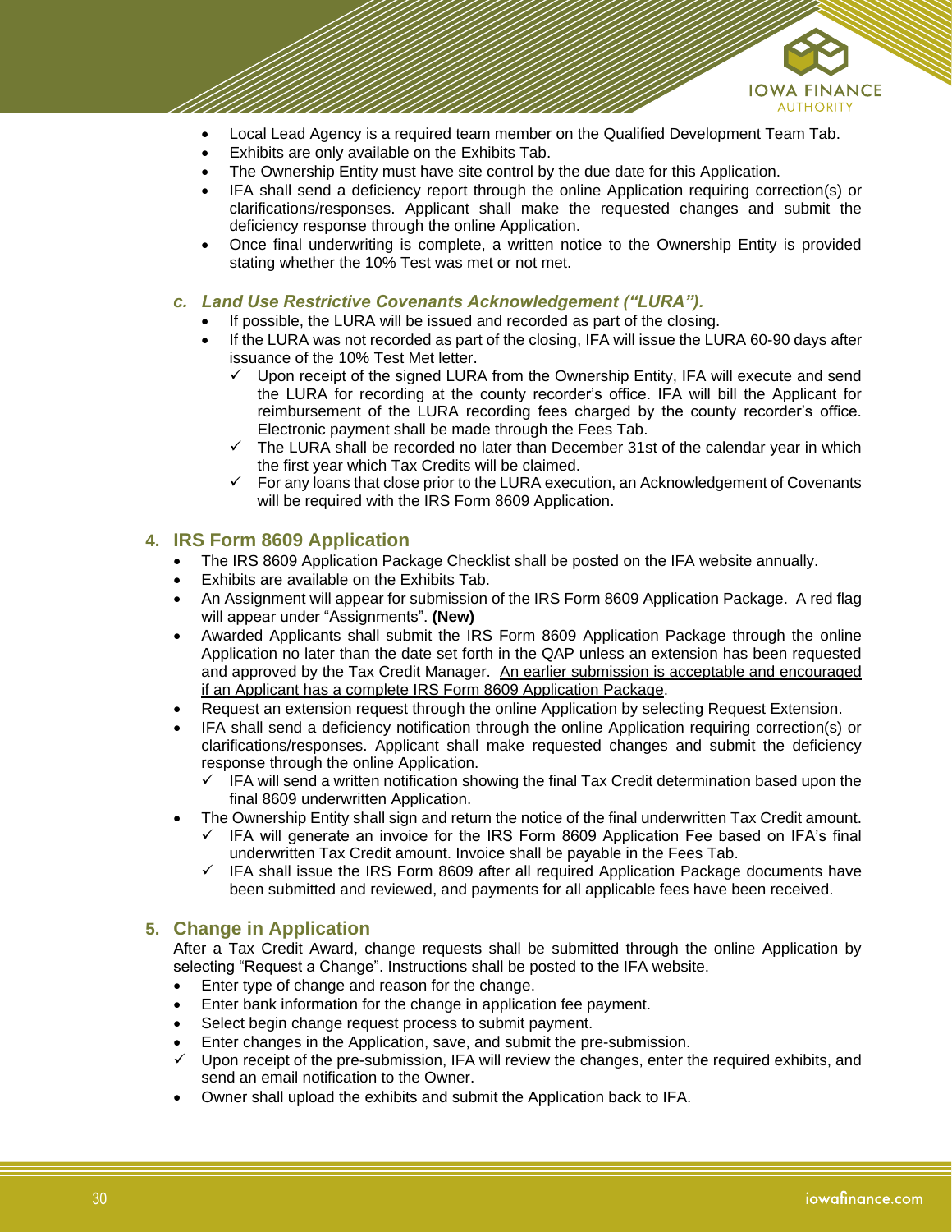- Local Lead Agency is a required team member on the Qualified Development Team Tab.
- Exhibits are only available on the Exhibits Tab.
- The Ownership Entity must have site control by the due date for this Application.
- IFA shall send a deficiency report through the online Application requiring correction(s) or clarifications/responses. Applicant shall make the requested changes and submit the deficiency response through the online Application.
- Once final underwriting is complete, a written notice to the Ownership Entity is provided stating whether the 10% Test was met or not met.

### *c. Land Use Restrictive Covenants Acknowledgement ("LURA").*

- If possible, the LURA will be issued and recorded as part of the closing.
- If the LURA was not recorded as part of the closing, IFA will issue the LURA 60-90 days after issuance of the 10% Test Met letter.
  - ✓ Upon receipt of the signed LURA from the Ownership Entity, IFA will execute and send the LURA for recording at the county recorder's office. IFA will bill the Applicant for reimbursement of the LURA recording fees charged by the county recorder's office. Electronic payment shall be made through the Fees Tab.
  - ✓ The LURA shall be recorded no later than December 31st of the calendar year in which the first year which Tax Credits will be claimed.
  - ✓ For any loans that close prior to the LURA execution, an Acknowledgement of Covenants will be required with the IRS Form 8609 Application.

## 4. IRS Form 8609 Application

- The IRS 8609 Application Package Checklist shall be posted on the IFA website annually.
- Exhibits are available on the Exhibits Tab.
- An Assignment will appear for submission of the IRS Form 8609 Application Package. A red flag will appear under "Assignments". **(New)**
- Awarded Applicants shall submit the IRS Form 8609 Application Package through the online Application no later than the date set forth in the QAP unless an extension has been requested and approved by the Tax Credit Manager. <u>An earlier submission is acceptable and encouraged if an Applicant has a complete IRS Form 8609 Application Package</u>.
- Request an extension request through the online Application by selecting Request Extension.
- IFA shall send a deficiency notification through the online Application requiring correction(s) or clarifications/responses. Applicant shall make requested changes and submit the deficiency response through the online Application.
  - ✓ IFA will send a written notification showing the final Tax Credit determination based upon the final 8609 underwritten Application.
- The Ownership Entity shall sign and return the notice of the final underwritten Tax Credit amount.
  - ✓ IFA will generate an invoice for the IRS Form 8609 Application Fee based on IFA's final underwritten Tax Credit amount. Invoice shall be payable in the Fees Tab.
  - ✓ IFA shall issue the IRS Form 8609 after all required Application Package documents have been submitted and reviewed, and payments for all applicable fees have been received.

## 5. Change in Application

After a Tax Credit Award, change requests shall be submitted through the online Application by selecting "Request a Change". Instructions shall be posted to the IFA website.

- Enter type of change and reason for the change.
- Enter bank information for the change in application fee payment.
- Select begin change request process to submit payment.
- Enter changes in the Application, save, and submit the pre-submission.
- ✓ Upon receipt of the pre-submission, IFA will review the changes, enter the required exhibits, and send an email notification to the Owner.
- Owner shall upload the exhibits and submit the Application back to IFA.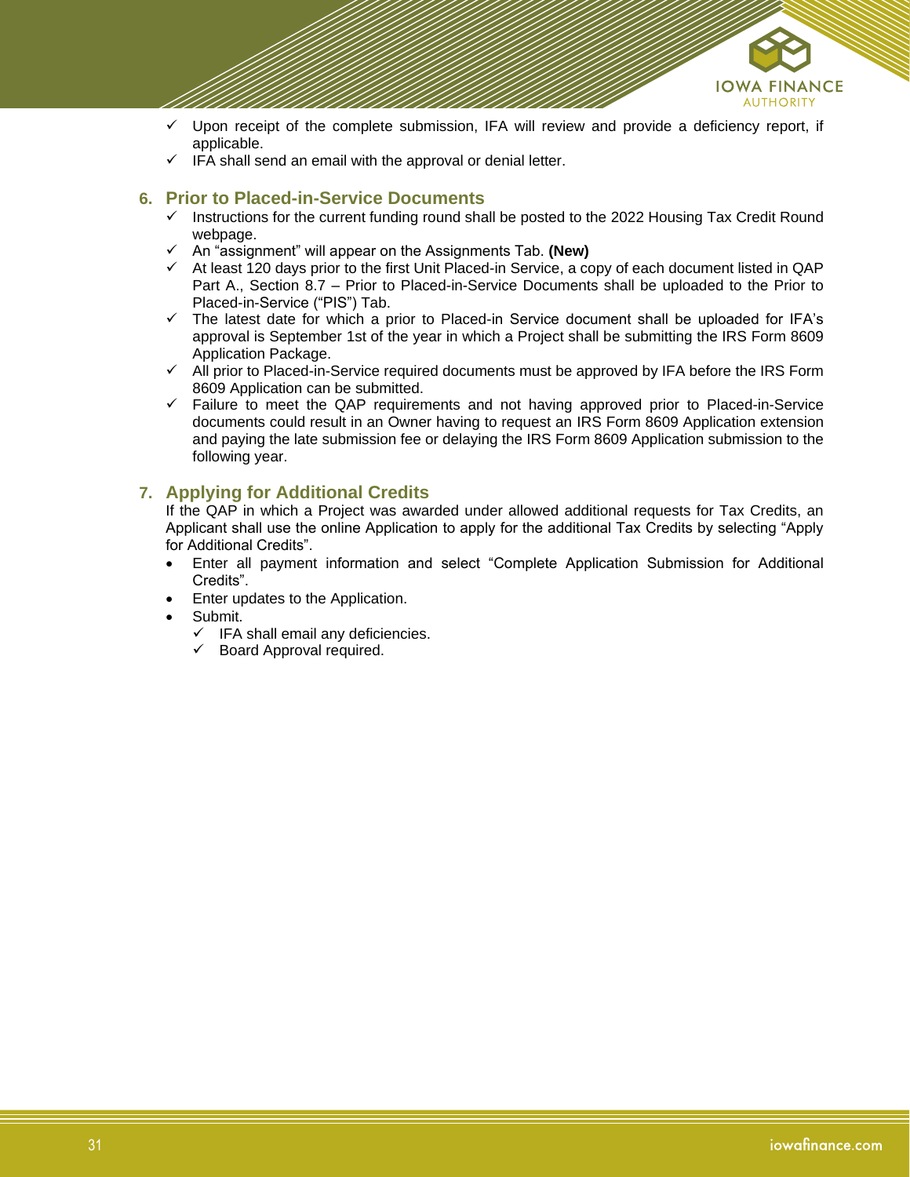- ✓ Upon receipt of the complete submission, IFA will review and provide a deficiency report, if applicable.
- ✓ IFA shall send an email with the approval or denial letter.

### 6. Prior to Placed-in-Service Documents

- ✓ Instructions for the current funding round shall be posted to the 2022 Housing Tax Credit Round webpage.
- ✓ An “assignment” will appear on the Assignments Tab. **(New)**
- ✓ At least 120 days prior to the first Unit Placed-in Service, a copy of each document listed in QAP Part A., Section 8.7 – Prior to Placed-in-Service Documents shall be uploaded to the Prior to Placed-in-Service (“PIS”) Tab.
- ✓ The latest date for which a prior to Placed-in Service document shall be uploaded for IFA’s approval is September 1st of the year in which a Project shall be submitting the IRS Form 8609 Application Package.
- ✓ All prior to Placed-in-Service required documents must be approved by IFA before the IRS Form 8609 Application can be submitted.
- ✓ Failure to meet the QAP requirements and not having approved prior to Placed-in-Service documents could result in an Owner having to request an IRS Form 8609 Application extension and paying the late submission fee or delaying the IRS Form 8609 Application submission to the following year.

### 7. Applying for Additional Credits

If the QAP in which a Project was awarded under allowed additional requests for Tax Credits, an Applicant shall use the online Application to apply for the additional Tax Credits by selecting “Apply for Additional Credits”.

- Enter all payment information and select “Complete Application Submission for Additional Credits”.
- Enter updates to the Application.
- Submit.
  - ✓ IFA shall email any deficiencies.
  - ✓ Board Approval required.